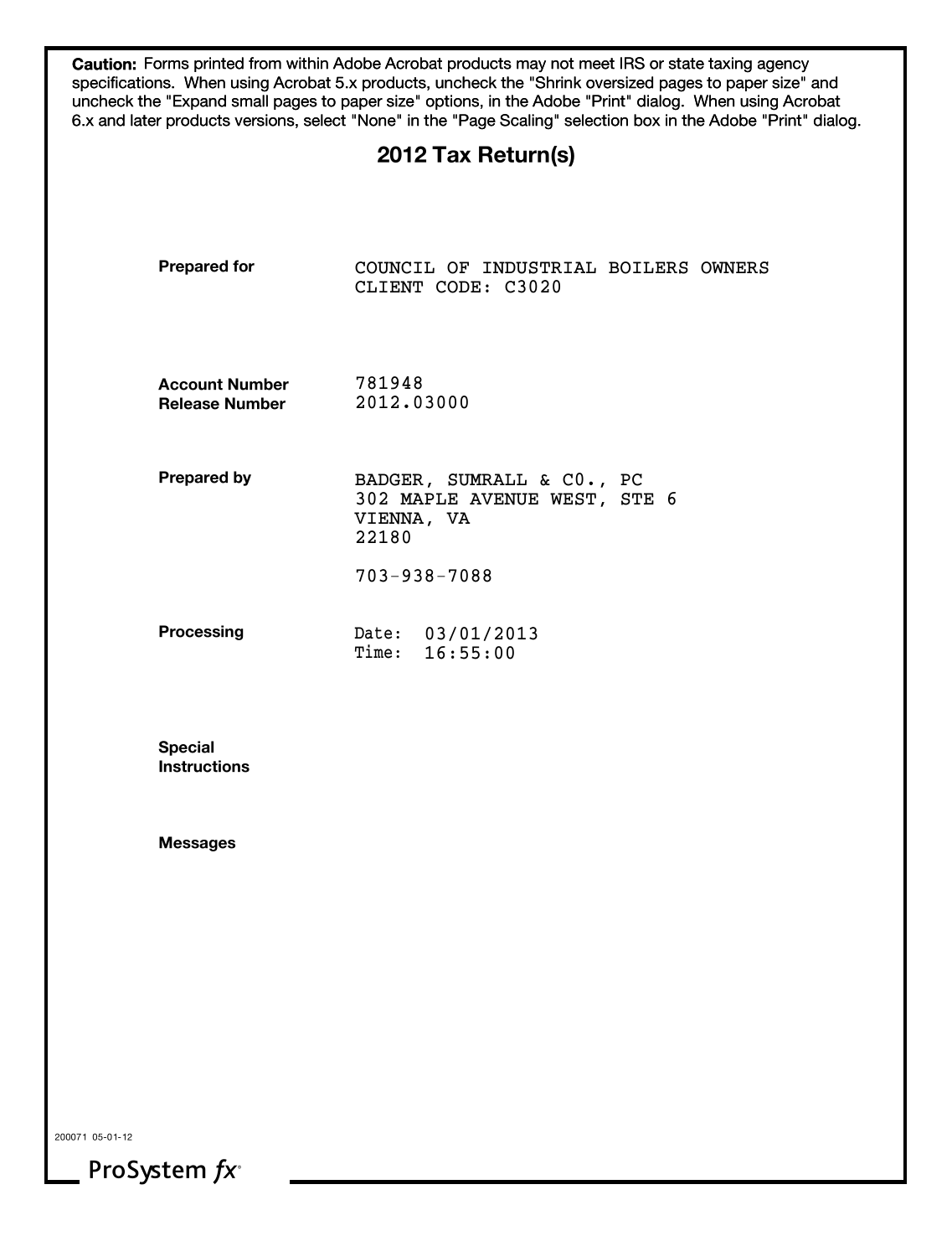**Caution:** Forms printed from within Adobe Acrobat products may not meet IRS or state taxing agency specifications. When using Acrobat 5.x products, uncheck the "Shrink oversized pages to paper size" and uncheck the "Expand small pages to paper size" options, in the Adobe "Print" dialog. When using Acrobat 6.x and later products versions, select "None" in the "Page Scaling" selection box in the Adobe "Print" dialog.

# 2012 Tax Return(s)

**Prepared for**

COUNCIL OF INDUSTRIAL BOILERS OWNERS
CLIENT CODE: C3020

**Account Number** 781948
**Release Number** 2012.03000

**Prepared by**

BADGER, SUMRALL & C0., PC
302 MAPLE AVENUE WEST, STE 6
VIENNA, VA
22180

703-938-7088

**Processing**

Date: 03/01/2013
Time: 16:55:00

**Special Instructions**

**Messages**

200071 05-01-12

ProSystem *fx*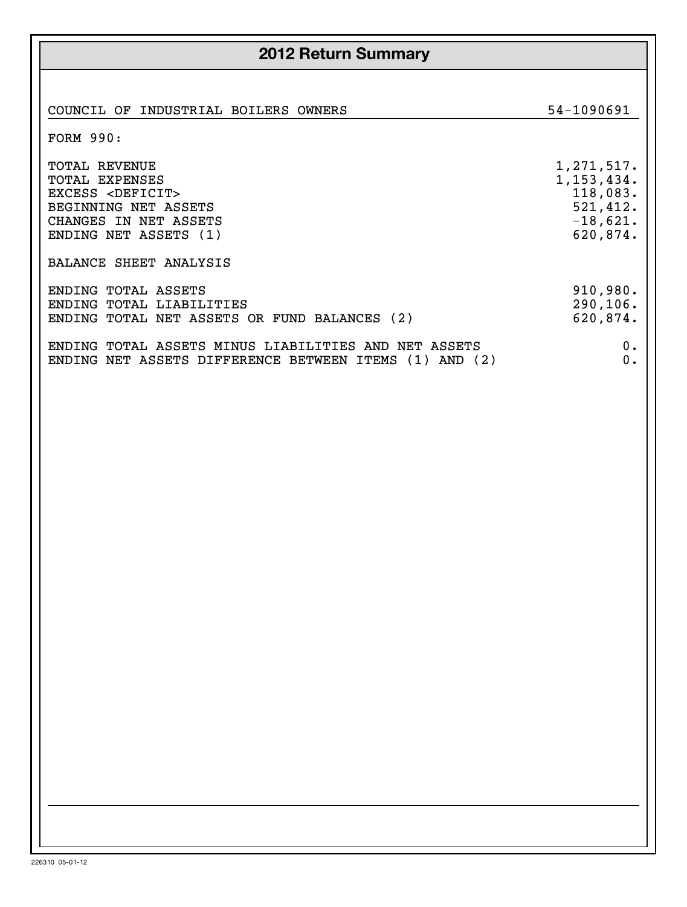# 2012 Return Summary

| COUNCIL OF INDUSTRIAL BOILERS OWNERS | 54-1090691 |
|---|---|

FORM 990:

| | |
|---|---|
| TOTAL REVENUE | 1,271,517. |
| TOTAL EXPENSES | 1,153,434. |
| EXCESS <DEFICIT> | 118,083. |
| BEGINNING NET ASSETS | 521,412. |
| CHANGES IN NET ASSETS | -18,621. |
| ENDING NET ASSETS (1) | 620,874. |

BALANCE SHEET ANALYSIS

| | |
|---|---|
| ENDING TOTAL ASSETS | 910,980. |
| ENDING TOTAL LIABILITIES | 290,106. |
| ENDING TOTAL NET ASSETS OR FUND BALANCES (2) | 620,874. |

| | |
|---|---|
| ENDING TOTAL ASSETS MINUS LIABILITIES AND NET ASSETS | 0. |
| ENDING NET ASSETS DIFFERENCE BETWEEN ITEMS (1) AND (2) | 0. |

226310 05-01-12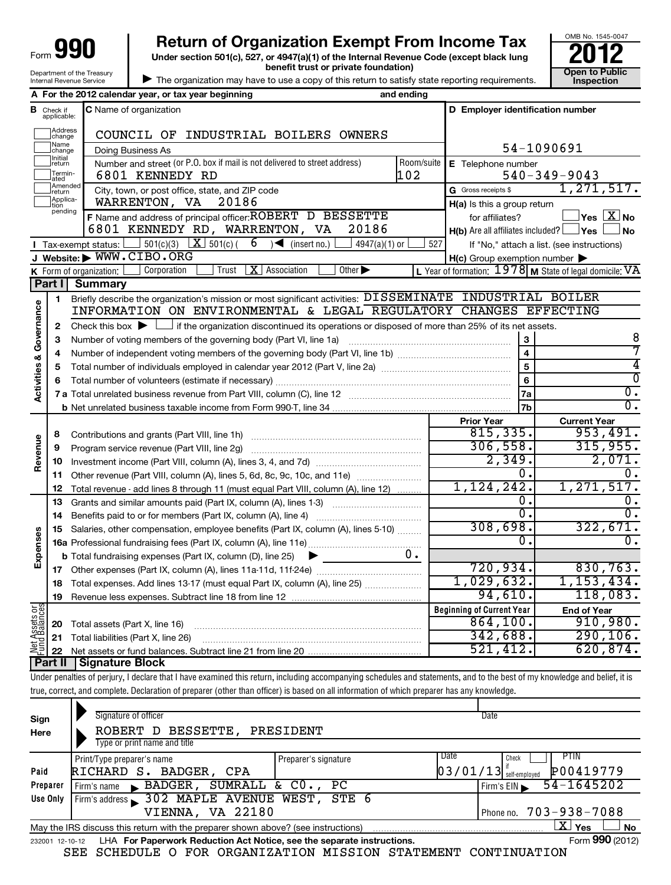Form **990**

Department of the Treasury
Internal Revenue Service

# Return of Organization Exempt From Income Tax

**Under section 501(c), 527, or 4947(a)(1) of the Internal Revenue Code (except black lung benefit trust or private foundation)**

▶ The organization may have to use a copy of this return to satisfy state reporting requirements.

OMB No. 1545-0047

**2012**

**Open to Public Inspection**

**A** For the 2012 calendar year, or tax year beginning and ending

**B** Check if applicable: Address change, Name change, Initial return, Terminated, Amended return, Application pending

**C** Name of organization: COUNCIL OF INDUSTRIAL BOILERS OWNERS

Doing Business As

Number and street (or P.O. box if mail is not delivered to street address): 6801 KENNEDY RD — Room/suite: 102

City, town, or post office, state, and ZIP code: WARRENTON, VA 20186

**D** Employer identification number: 54-1090691

**E** Telephone number: 540-349-9043

**G** Gross receipts $ 1,271,517.

**F** Name and address of principal officer: ROBERT D BESSETTE, 6801 KENNEDY RD, WARRENTON, VA 20186

**H(a)** Is this a group return for affiliates? ☐ Yes ☒ No

**H(b)** Are all affiliates included? ☐ Yes ☐ No — If "No," attach a list. (see instructions)

**I** Tax-exempt status: ☐ 501(c)(3) ☒ 501(c) ( 6 ) ◀ (insert no.) ☐ 4947(a)(1) or ☐ 527

**J** Website: ▶ WWW.CIBO.ORG

**H(c)** Group exemption number ▶

**K** Form of organization: ☐ Corporation ☐ Trust ☒ Association ☐ Other ▶

**L** Year of formation: 1978 **M** State of legal domicile: VA

## Part I Summary

**Activities & Governance**

| | | | |
|---|---|---|---|
| 1 | Briefly describe the organization's mission or most significant activities: DISSEMINATE INDUSTRIAL BOILER INFORMATION ON ENVIRONMENTAL & LEGAL REGULATORY CHANGES EFFECTING | | |
| 2 | Check this box ▶ ☐ if the organization discontinued its operations or disposed of more than 25% of its net assets. | | |
| 3 | Number of voting members of the governing body (Part VI, line 1a) | 3 | 8 |
| 4 | Number of independent voting members of the governing body (Part VI, line 1b) | 4 | 7 |
| 5 | Total number of individuals employed in calendar year 2012 (Part V, line 2a) | 5 | 4 |
| 6 | Total number of volunteers (estimate if necessary) | 6 | 0 |
| 7a | Total unrelated business revenue from Part VIII, column (C), line 12 | 7a | 0. |
| b | Net unrelated business taxable income from Form 990-T, line 34 | 7b | 0. |

| | | Prior Year | Current Year |
|---|---|---|---|
| **Revenue** | | | |
| 8 | Contributions and grants (Part VIII, line 1h) | 815,335. | 953,491. |
| 9 | Program service revenue (Part VIII, line 2g) | 306,558. | 315,955. |
| 10 | Investment income (Part VIII, column (A), lines 3, 4, and 7d) | 2,349. | 2,071. |
| 11 | Other revenue (Part VIII, column (A), lines 5, 6d, 8c, 9c, 10c, and 11e) | 0. | 0. |
| 12 | Total revenue - add lines 8 through 11 (must equal Part VIII, column (A), line 12) | 1,124,242. | 1,271,517. |
| **Expenses** | | | |
| 13 | Grants and similar amounts paid (Part IX, column (A), lines 1-3) | 0. | 0. |
| 14 | Benefits paid to or for members (Part IX, column (A), line 4) | 0. | 0. |
| 15 | Salaries, other compensation, employee benefits (Part IX, column (A), lines 5-10) | 308,698. | 322,671. |
| 16a | Professional fundraising fees (Part IX, column (A), line 11e) | 0. | 0. |
| b | Total fundraising expenses (Part IX, column (D), line 25) ▶ 0. | | |
| 17 | Other expenses (Part IX, column (A), lines 11a-11d, 11f-24e) | 720,934. | 830,763. |
| 18 | Total expenses. Add lines 13-17 (must equal Part IX, column (A), line 25) | 1,029,632. | 1,153,434. |
| 19 | Revenue less expenses. Subtract line 18 from line 12 | 94,610. | 118,083. |

| **Net Assets or Fund Balances** | | Beginning of Current Year | End of Year |
|---|---|---|---|
| 20 | Total assets (Part X, line 16) | 864,100. | 910,980. |
| 21 | Total liabilities (Part X, line 26) | 342,688. | 290,106. |
| 22 | Net assets or fund balances. Subtract line 21 from line 20 | 521,412. | 620,874. |

## Part II Signature Block

Under penalties of perjury, I declare that I have examined this return, including accompanying schedules and statements, and to the best of my knowledge and belief, it is true, correct, and complete. Declaration of preparer (other than officer) is based on all information of which preparer has any knowledge.

**Sign Here**

Signature of officer — Date

ROBERT D BESSETTE, PRESIDENT

Type or print name and title

| **Paid Preparer Use Only** | | | | |
|---|---|---|---|---|
| Print/Type preparer's name: RICHARD S. BADGER, CPA | Preparer's signature | Date: 03/01/13 | Check ☐ if self-employed | PTIN: P00419779 |
| Firm's name ▶ BADGER, SUMRALL & CO., PC | | | Firm's EIN ▶ 54-1645202 | |
| Firm's address ▶ 302 MAPLE AVENUE WEST, STE 6, VIENNA, VA 22180 | | | Phone no. 703-938-7088 | |

May the IRS discuss this return with the preparer shown above? (see instructions) ☒ Yes ☐ No

232001 12-10-12 LHA **For Paperwork Reduction Act Notice, see the separate instructions.** Form **990** (2012)

SEE SCHEDULE O FOR ORGANIZATION MISSION STATEMENT CONTINUATION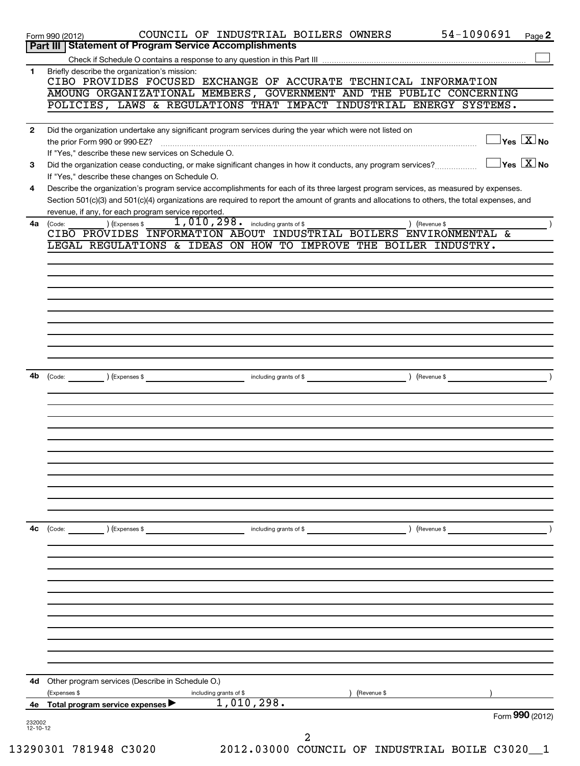Form 990 (2012) COUNCIL OF INDUSTRIAL BOILERS OWNERS 54-1090691 Page 2

## Part III | Statement of Program Service Accomplishments

Check if Schedule O contains a response to any question in this Part III ☐

**1** Briefly describe the organization's mission:

CIBO PROVIDES FOCUSED EXCHANGE OF ACCURATE TECHNICAL INFORMATION AMOUNG ORGANIZATIONAL MEMBERS, GOVERNMENT AND THE PUBLIC CONCERNING POLICIES, LAWS & REGULATIONS THAT IMPACT INDUSTRIAL ENERGY SYSTEMS.

**2** Did the organization undertake any significant program services during the year which were not listed on the prior Form 990 or 990-EZ? ☐ Yes ☒ No

If "Yes," describe these new services on Schedule O.

**3** Did the organization cease conducting, or make significant changes in how it conducts, any program services? ☐ Yes ☒ No

If "Yes," describe these changes on Schedule O.

**4** Describe the organization's program service accomplishments for each of its three largest program services, as measured by expenses. Section 501(c)(3) and 501(c)(4) organizations are required to report the amount of grants and allocations to others, the total expenses, and revenue, if any, for each program service reported.

**4a** (Code: ) (Expenses $ 1,010,298. including grants of $ ) (Revenue $ )

CIBO PROVIDES INFORMATION ABOUT INDUSTRIAL BOILERS ENVIRONMENTAL & LEGAL REGULATIONS & IDEAS ON HOW TO IMPROVE THE BOILER INDUSTRY.

**4b** (Code: ) (Expenses $ including grants of $ ) (Revenue $ )

**4c** (Code: ) (Expenses $ including grants of $ ) (Revenue $ )

**4d** Other program services (Describe in Schedule O.)

(Expenses $ including grants of $ ) (Revenue $ )

**4e** Total program service expenses ▶ 1,010,298.

Form **990** (2012)

232002 12-10-12

13290301 781948 C3020 2012.03000 COUNCIL OF INDUSTRIAL BOILE C3020__1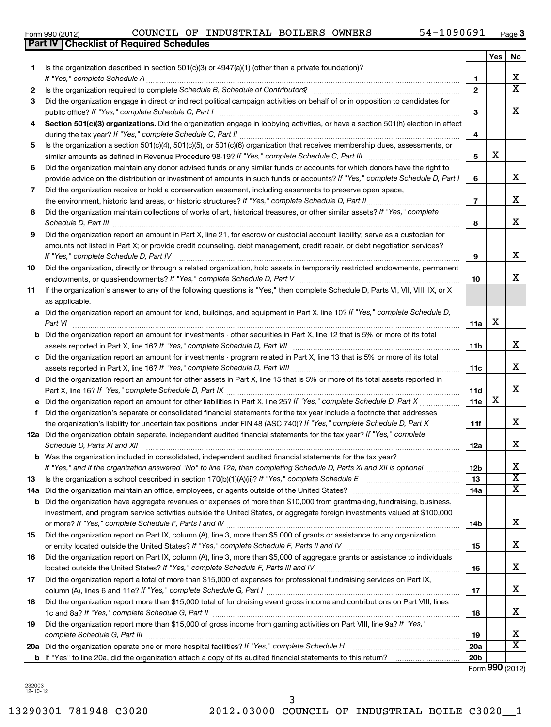Form 990 (2012) COUNCIL OF INDUSTRIAL BOILERS OWNERS 54-1090691

## Part IV Checklist of Required Schedules

| | | | Yes | No |
|---|---|---|---|---|
| 1 | Is the organization described in section 501(c)(3) or 4947(a)(1) (other than a private foundation)? *If "Yes," complete Schedule A* | 1 | | X |
| 2 | Is the organization required to complete *Schedule B, Schedule of Contributors*? | 2 | | X |
| 3 | Did the organization engage in direct or indirect political campaign activities on behalf of or in opposition to candidates for public office? *If "Yes," complete Schedule C, Part I* | 3 | | X |
| 4 | **Section 501(c)(3) organizations.** Did the organization engage in lobbying activities, or have a section 501(h) election in effect during the tax year? *If "Yes," complete Schedule C, Part II* | 4 | | |
| 5 | Is the organization a section 501(c)(4), 501(c)(5), or 501(c)(6) organization that receives membership dues, assessments, or similar amounts as defined in Revenue Procedure 98-19? *If "Yes," complete Schedule C, Part III* | 5 | X | |
| 6 | Did the organization maintain any donor advised funds or any similar funds or accounts for which donors have the right to provide advice on the distribution or investment of amounts in such funds or accounts? *If "Yes," complete Schedule D, Part I* | 6 | | X |
| 7 | Did the organization receive or hold a conservation easement, including easements to preserve open space, the environment, historic land areas, or historic structures? *If "Yes," complete Schedule D, Part II* | 7 | | X |
| 8 | Did the organization maintain collections of works of art, historical treasures, or other similar assets? *If "Yes," complete Schedule D, Part III* | 8 | | X |
| 9 | Did the organization report an amount in Part X, line 21, for escrow or custodial account liability; serve as a custodian for amounts not listed in Part X; or provide credit counseling, debt management, credit repair, or debt negotiation services? *If "Yes," complete Schedule D, Part IV* | 9 | | X |
| 10 | Did the organization, directly or through a related organization, hold assets in temporarily restricted endowments, permanent endowments, or quasi-endowments? *If "Yes," complete Schedule D, Part V* | 10 | | X |
| 11 | If the organization's answer to any of the following questions is "Yes," then complete Schedule D, Parts VI, VII, VIII, IX, or X as applicable. | | | |
| a | Did the organization report an amount for land, buildings, and equipment in Part X, line 10? *If "Yes," complete Schedule D, Part VI* | 11a | X | |
| b | Did the organization report an amount for investments - other securities in Part X, line 12 that is 5% or more of its total assets reported in Part X, line 16? *If "Yes," complete Schedule D, Part VII* | 11b | | X |
| c | Did the organization report an amount for investments - program related in Part X, line 13 that is 5% or more of its total assets reported in Part X, line 16? *If "Yes," complete Schedule D, Part VIII* | 11c | | X |
| d | Did the organization report an amount for other assets in Part X, line 15 that is 5% or more of its total assets reported in Part X, line 16? *If "Yes," complete Schedule D, Part IX* | 11d | | X |
| e | Did the organization report an amount for other liabilities in Part X, line 25? *If "Yes," complete Schedule D, Part X* | 11e | X | |
| f | Did the organization's separate or consolidated financial statements for the tax year include a footnote that addresses the organization's liability for uncertain tax positions under FIN 48 (ASC 740)? *If "Yes," complete Schedule D, Part X* | 11f | | X |
| 12a | Did the organization obtain separate, independent audited financial statements for the tax year? *If "Yes," complete Schedule D, Parts XI and XII* | 12a | | X |
| b | Was the organization included in consolidated, independent audited financial statements for the tax year? *If "Yes," and if the organization answered "No" to line 12a, then completing Schedule D, Parts XI and XII is optional* | 12b | | X |
| 13 | Is the organization a school described in section 170(b)(1)(A)(ii)? *If "Yes," complete Schedule E* | 13 | | X |
| 14a | Did the organization maintain an office, employees, or agents outside of the United States? | 14a | | X |
| b | Did the organization have aggregate revenues or expenses of more than $10,000 from grantmaking, fundraising, business, investment, and program service activities outside the United States, or aggregate foreign investments valued at $100,000 or more? *If "Yes," complete Schedule F, Parts I and IV* | 14b | | X |
| 15 | Did the organization report on Part IX, column (A), line 3, more than $5,000 of grants or assistance to any organization or entity located outside the United States? *If "Yes," complete Schedule F, Parts II and IV* | 15 | | X |
| 16 | Did the organization report on Part IX, column (A), line 3, more than $5,000 of aggregate grants or assistance to individuals located outside the United States? *If "Yes," complete Schedule F, Parts III and IV* | 16 | | X |
| 17 | Did the organization report a total of more than $15,000 of expenses for professional fundraising services on Part IX, column (A), lines 6 and 11e? *If "Yes," complete Schedule G, Part I* | 17 | | X |
| 18 | Did the organization report more than $15,000 total of fundraising event gross income and contributions on Part VIII, lines 1c and 8a? *If "Yes," complete Schedule G, Part II* | 18 | | X |
| 19 | Did the organization report more than $15,000 of gross income from gaming activities on Part VIII, line 9a? *If "Yes," complete Schedule G, Part III* | 19 | | X |
| 20a | Did the organization operate one or more hospital facilities? *If "Yes," complete Schedule H* | 20a | | X |
| b | If "Yes" to line 20a, did the organization attach a copy of its audited financial statements to this return? | 20b | | |

Form **990** (2012)

232003 12-10-12

13290301 781948 C3020 2012.03000 COUNCIL OF INDUSTRIAL BOILE C3020__1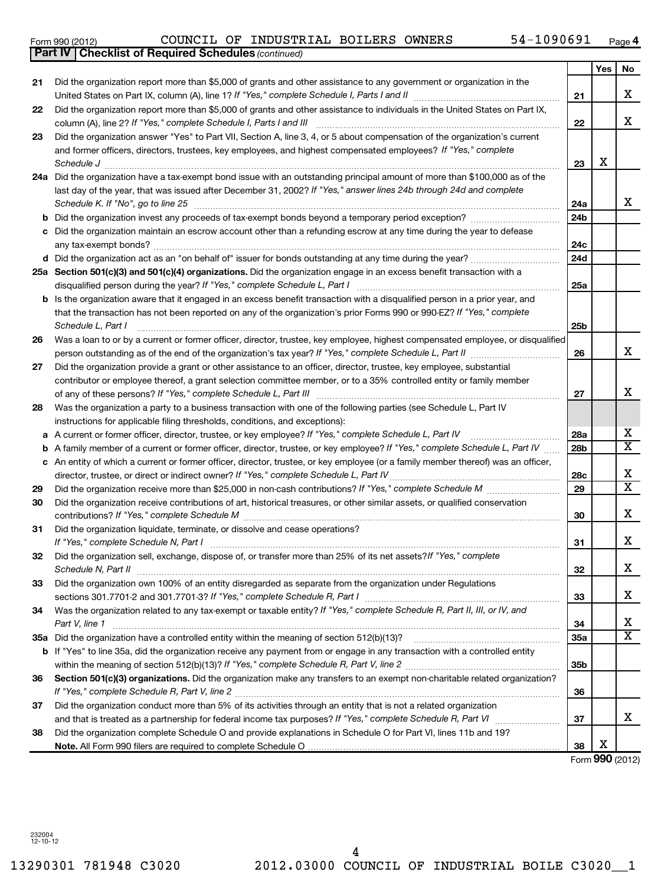Form 990 (2012) COUNCIL OF INDUSTRIAL BOILERS OWNERS 54-1090691

**Part IV Checklist of Required Schedules** *(continued)*

| | | | Yes | No |
|---|---|---|---|---|
| 21 | Did the organization report more than $5,000 of grants and other assistance to any government or organization in the United States on Part IX, column (A), line 1? *If "Yes," complete Schedule I, Parts I and II* | 21 | | X |
| 22 | Did the organization report more than $5,000 of grants and other assistance to individuals in the United States on Part IX, column (A), line 2? *If "Yes," complete Schedule I, Parts I and III* | 22 | | X |
| 23 | Did the organization answer "Yes" to Part VII, Section A, line 3, 4, or 5 about compensation of the organization's current and former officers, directors, trustees, key employees, and highest compensated employees? *If "Yes," complete Schedule J* | 23 | X | |
| 24a | Did the organization have a tax-exempt bond issue with an outstanding principal amount of more than $100,000 as of the last day of the year, that was issued after December 31, 2002? *If "Yes," answer lines 24b through 24d and complete Schedule K. If "No", go to line 25* | 24a | | X |
| b | Did the organization invest any proceeds of tax-exempt bonds beyond a temporary period exception? | 24b | | |
| c | Did the organization maintain an escrow account other than a refunding escrow at any time during the year to defease any tax-exempt bonds? | 24c | | |
| d | Did the organization act as an "on behalf of" issuer for bonds outstanding at any time during the year? | 24d | | |
| 25a | **Section 501(c)(3) and 501(c)(4) organizations.** Did the organization engage in an excess benefit transaction with a disqualified person during the year? *If "Yes," complete Schedule L, Part I* | 25a | | |
| b | Is the organization aware that it engaged in an excess benefit transaction with a disqualified person in a prior year, and that the transaction has not been reported on any of the organization's prior Forms 990 or 990-EZ? *If "Yes," complete Schedule L, Part I* | 25b | | |
| 26 | Was a loan to or by a current or former officer, director, trustee, key employee, highest compensated employee, or disqualified person outstanding as of the end of the organization's tax year? *If "Yes," complete Schedule L, Part II* | 26 | | X |
| 27 | Did the organization provide a grant or other assistance to an officer, director, trustee, key employee, substantial contributor or employee thereof, a grant selection committee member, or to a 35% controlled entity or family member of any of these persons? *If "Yes," complete Schedule L, Part III* | 27 | | X |
| 28 | Was the organization a party to a business transaction with one of the following parties (see Schedule L, Part IV instructions for applicable filing thresholds, conditions, and exceptions): | | | |
| a | A current or former officer, director, trustee, or key employee? *If "Yes," complete Schedule L, Part IV* | 28a | | X |
| b | A family member of a current or former officer, director, trustee, or key employee? *If "Yes," complete Schedule L, Part IV* | 28b | | X |
| c | An entity of which a current or former officer, director, trustee, or key employee (or a family member thereof) was an officer, director, trustee, or direct or indirect owner? *If "Yes," complete Schedule L, Part IV* | 28c | | X |
| 29 | Did the organization receive more than $25,000 in non-cash contributions? *If "Yes," complete Schedule M* | 29 | | X |
| 30 | Did the organization receive contributions of art, historical treasures, or other similar assets, or qualified conservation contributions? *If "Yes," complete Schedule M* | 30 | | X |
| 31 | Did the organization liquidate, terminate, or dissolve and cease operations? *If "Yes," complete Schedule N, Part I* | 31 | | X |
| 32 | Did the organization sell, exchange, dispose of, or transfer more than 25% of its net assets? *If "Yes," complete Schedule N, Part II* | 32 | | X |
| 33 | Did the organization own 100% of an entity disregarded as separate from the organization under Regulations sections 301.7701-2 and 301.7701-3? *If "Yes," complete Schedule R, Part I* | 33 | | X |
| 34 | Was the organization related to any tax-exempt or taxable entity? *If "Yes," complete Schedule R, Part II, III, or IV, and Part V, line 1* | 34 | | X |
| 35a | Did the organization have a controlled entity within the meaning of section 512(b)(13)? | 35a | | X |
| b | If "Yes" to line 35a, did the organization receive any payment from or engage in any transaction with a controlled entity within the meaning of section 512(b)(13)? *If "Yes," complete Schedule R, Part V, line 2* | 35b | | |
| 36 | **Section 501(c)(3) organizations.** Did the organization make any transfers to an exempt non-charitable related organization? *If "Yes," complete Schedule R, Part V, line 2* | 36 | | |
| 37 | Did the organization conduct more than 5% of its activities through an entity that is not a related organization and that is treated as a partnership for federal income tax purposes? *If "Yes," complete Schedule R, Part VI* | 37 | | X |
| 38 | Did the organization complete Schedule O and provide explanations in Schedule O for Part VI, lines 11b and 19? **Note.** All Form 990 filers are required to complete Schedule O | 38 | X | |

Form **990** (2012)

232004 12-10-12

13290301 781948 C3020 2012.03000 COUNCIL OF INDUSTRIAL BOILE C3020__1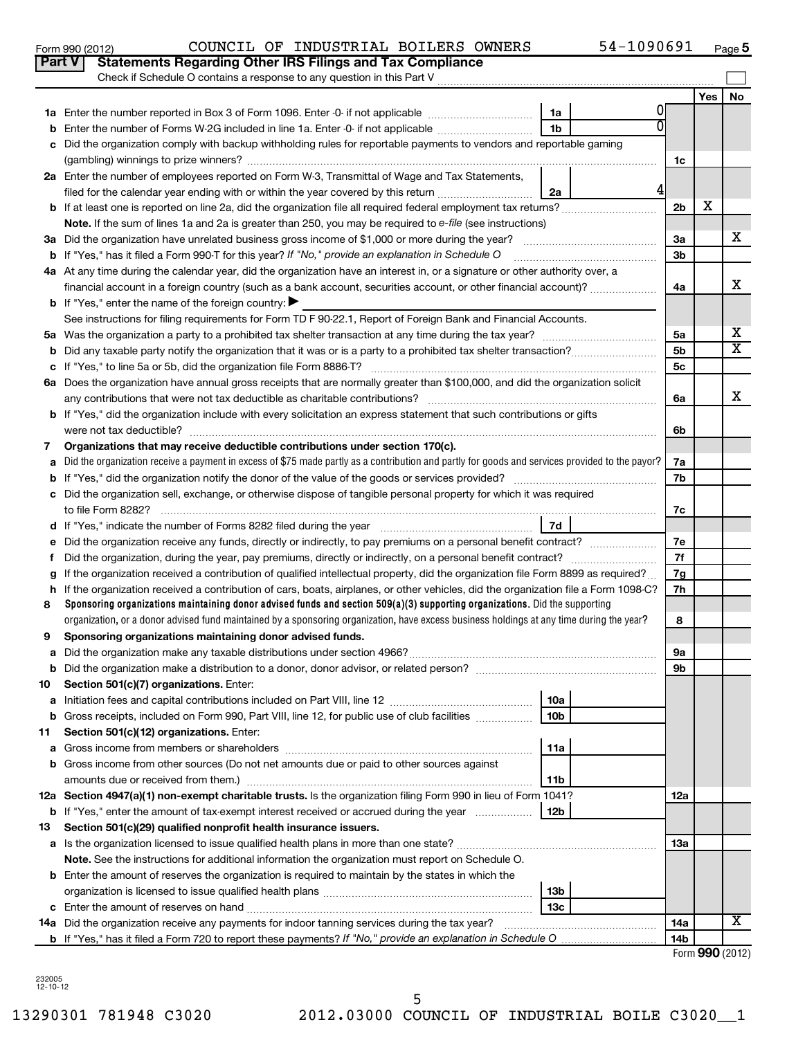Form 990 (2012) COUNCIL OF INDUSTRIAL BOILERS OWNERS 54-1090691 Page 5

## Part V Statements Regarding Other IRS Filings and Tax Compliance

Check if Schedule O contains a response to any question in this Part V

| | | | | | Yes | No |
|---|---|---|---|---|---|---|
| **1a** | Enter the number reported in Box 3 of Form 1096. Enter -0- if not applicable | 1a | 0 | | | |
| **b** | Enter the number of Forms W-2G included in line 1a. Enter -0- if not applicable | 1b | 0 | | | |
| **c** | Did the organization comply with backup withholding rules for reportable payments to vendors and reportable gaming (gambling) winnings to prize winners? | | | 1c | | |
| **2a** | Enter the number of employees reported on Form W-3, Transmittal of Wage and Tax Statements, filed for the calendar year ending with or within the year covered by this return | 2a | 4 | | | |
| **b** | If at least one is reported on line 2a, did the organization file all required federal employment tax returns? | | | 2b | X | |
| | **Note.** If the sum of lines 1a and 2a is greater than 250, you may be required to *e-file* (see instructions) | | | | | |
| **3a** | Did the organization have unrelated business gross income of $1,000 or more during the year? | | | 3a | | X |
| **b** | If "Yes," has it filed a Form 990-T for this year? *If "No," provide an explanation in Schedule O* | | | 3b | | |
| **4a** | At any time during the calendar year, did the organization have an interest in, or a signature or other authority over, a financial account in a foreign country (such as a bank account, securities account, or other financial account)? | | | 4a | | X |
| **b** | If "Yes," enter the name of the foreign country: ▶ | | | | | |
| | See instructions for filing requirements for Form TD F 90-22.1, Report of Foreign Bank and Financial Accounts. | | | | | |
| **5a** | Was the organization a party to a prohibited tax shelter transaction at any time during the tax year? | | | 5a | | X |
| **b** | Did any taxable party notify the organization that it was or is a party to a prohibited tax shelter transaction? | | | 5b | | X |
| **c** | If "Yes," to line 5a or 5b, did the organization file Form 8886-T? | | | 5c | | |
| **6a** | Does the organization have annual gross receipts that are normally greater than $100,000, and did the organization solicit any contributions that were not tax deductible as charitable contributions? | | | 6a | | X |
| **b** | If "Yes," did the organization include with every solicitation an express statement that such contributions or gifts were not tax deductible? | | | 6b | | |
| **7** | **Organizations that may receive deductible contributions under section 170(c).** | | | | | |
| **a** | Did the organization receive a payment in excess of $75 made partly as a contribution and partly for goods and services provided to the payor? | | | 7a | | |
| **b** | If "Yes," did the organization notify the donor of the value of the goods or services provided? | | | 7b | | |
| **c** | Did the organization sell, exchange, or otherwise dispose of tangible personal property for which it was required to file Form 8282? | | | 7c | | |
| **d** | If "Yes," indicate the number of Forms 8282 filed during the year | 7d | | | | |
| **e** | Did the organization receive any funds, directly or indirectly, to pay premiums on a personal benefit contract? | | | 7e | | |
| **f** | Did the organization, during the year, pay premiums, directly or indirectly, on a personal benefit contract? | | | 7f | | |
| **g** | If the organization received a contribution of qualified intellectual property, did the organization file Form 8899 as required? | | | 7g | | |
| **h** | If the organization received a contribution of cars, boats, airplanes, or other vehicles, did the organization file a Form 1098-C? | | | 7h | | |
| **8** | **Sponsoring organizations maintaining donor advised funds and section 509(a)(3) supporting organizations.** Did the supporting organization, or a donor advised fund maintained by a sponsoring organization, have excess business holdings at any time during the year? | | | 8 | | |
| **9** | **Sponsoring organizations maintaining donor advised funds.** | | | | | |
| **a** | Did the organization make any taxable distributions under section 4966? | | | 9a | | |
| **b** | Did the organization make a distribution to a donor, donor advisor, or related person? | | | 9b | | |
| **10** | **Section 501(c)(7) organizations.** Enter: | | | | | |
| **a** | Initiation fees and capital contributions included on Part VIII, line 12 | 10a | | | | |
| **b** | Gross receipts, included on Form 990, Part VIII, line 12, for public use of club facilities | 10b | | | | |
| **11** | **Section 501(c)(12) organizations.** Enter: | | | | | |
| **a** | Gross income from members or shareholders | 11a | | | | |
| **b** | Gross income from other sources (Do not net amounts due or paid to other sources against amounts due or received from them.) | 11b | | | | |
| **12a** | **Section 4947(a)(1) non-exempt charitable trusts.** Is the organization filing Form 990 in lieu of Form 1041? | | | 12a | | |
| **b** | If "Yes," enter the amount of tax-exempt interest received or accrued during the year | 12b | | | | |
| **13** | **Section 501(c)(29) qualified nonprofit health insurance issuers.** | | | | | |
| **a** | Is the organization licensed to issue qualified health plans in more than one state? | | | 13a | | |
| | **Note.** See the instructions for additional information the organization must report on Schedule O. | | | | | |
| **b** | Enter the amount of reserves the organization is required to maintain by the states in which the organization is licensed to issue qualified health plans | 13b | | | | |
| **c** | Enter the amount of reserves on hand | 13c | | | | |
| **14a** | Did the organization receive any payments for indoor tanning services during the tax year? | | | 14a | | X |
| **b** | If "Yes," has it filed a Form 720 to report these payments? *If "No," provide an explanation in Schedule O* | | | 14b | | |

Form **990** (2012)

232005 12-10-12

13290301 781948 C3020 2012.03000 COUNCIL OF INDUSTRIAL BOILE C3020__1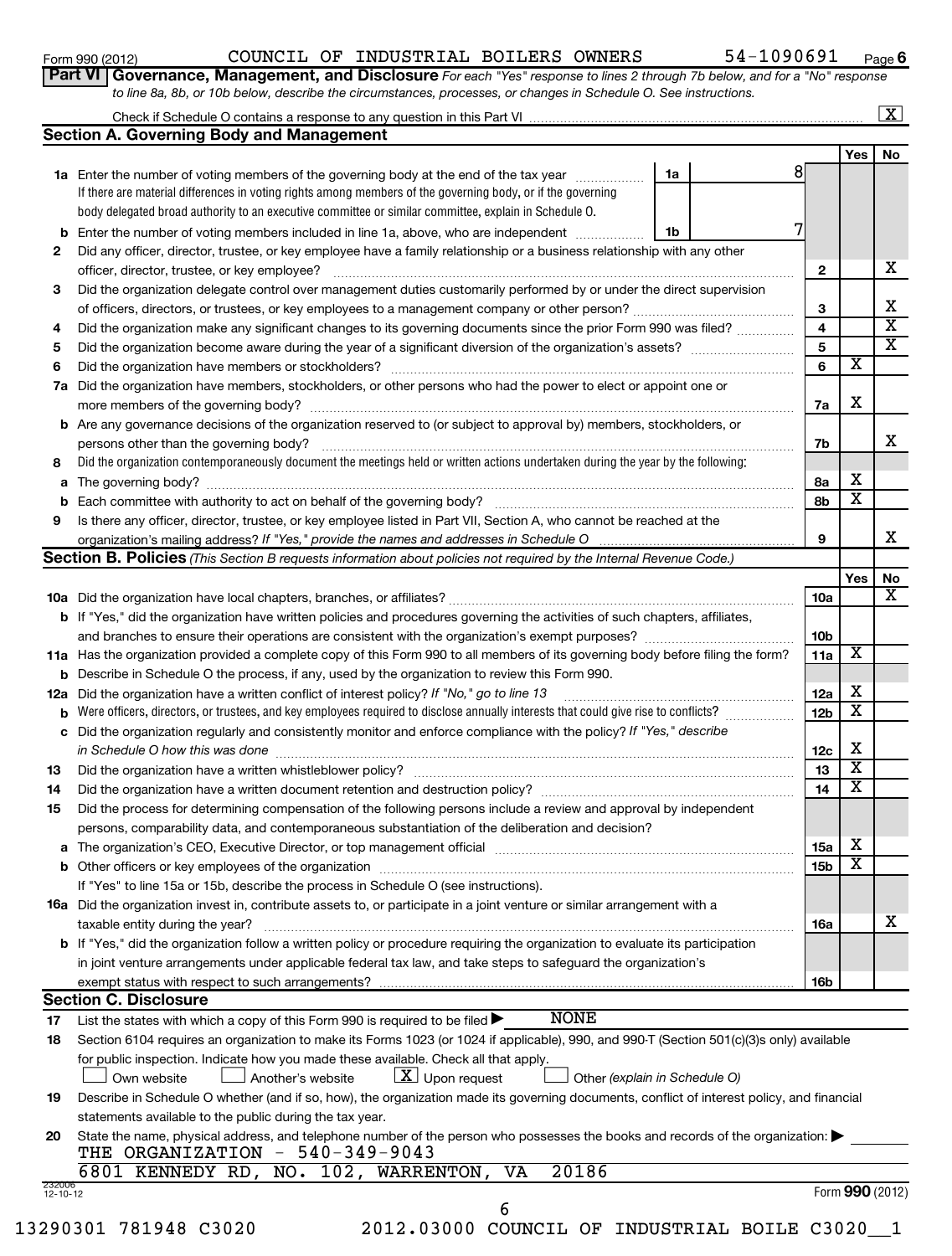Form 990 (2012) COUNCIL OF INDUSTRIAL BOILERS OWNERS 54-1090691 Page 6

**Part VI Governance, Management, and Disclosure** *For each "Yes" response to lines 2 through 7b below, and for a "No" response to line 8a, 8b, or 10b below, describe the circumstances, processes, or changes in Schedule O. See instructions.*

Check if Schedule O contains a response to any question in this Part VI ..... [X]

## Section A. Governing Body and Management

| | | | | | Yes | No |
|---|---|---|---|---|---|---|
| **1a** | Enter the number of voting members of the governing body at the end of the tax year. If there are material differences in voting rights among members of the governing body, or if the governing body delegated broad authority to an executive committee or similar committee, explain in Schedule O. | 1a | 8 | | | |
| **b** | Enter the number of voting members included in line 1a, above, who are independent | 1b | 7 | | | |
| **2** | Did any officer, director, trustee, or key employee have a family relationship or a business relationship with any other officer, director, trustee, or key employee? | | | 2 | | X |
| **3** | Did the organization delegate control over management duties customarily performed by or under the direct supervision of officers, directors, or trustees, or key employees to a management company or other person? | | | 3 | | X |
| **4** | Did the organization make any significant changes to its governing documents since the prior Form 990 was filed? | | | 4 | | X |
| **5** | Did the organization become aware during the year of a significant diversion of the organization's assets? | | | 5 | | X |
| **6** | Did the organization have members or stockholders? | | | 6 | X | |
| **7a** | Did the organization have members, stockholders, or other persons who had the power to elect or appoint one or more members of the governing body? | | | 7a | X | |
| **b** | Are any governance decisions of the organization reserved to (or subject to approval by) members, stockholders, or persons other than the governing body? | | | 7b | | X |
| **8** | Did the organization contemporaneously document the meetings held or written actions undertaken during the year by the following: | | | | | |
| **a** | The governing body? | | | 8a | X | |
| **b** | Each committee with authority to act on behalf of the governing body? | | | 8b | X | |
| **9** | Is there any officer, director, trustee, or key employee listed in Part VII, Section A, who cannot be reached at the organization's mailing address? *If "Yes," provide the names and addresses in Schedule O* | | | 9 | | X |

## Section B. Policies *(This Section B requests information about policies not required by the Internal Revenue Code.)*

| | | | Yes | No |
|---|---|---|---|---|
| **10a** | Did the organization have local chapters, branches, or affiliates? | 10a | | X |
| **b** | If "Yes," did the organization have written policies and procedures governing the activities of such chapters, affiliates, and branches to ensure their operations are consistent with the organization's exempt purposes? | 10b | | |
| **11a** | Has the organization provided a complete copy of this Form 990 to all members of its governing body before filing the form? | 11a | X | |
| **b** | Describe in Schedule O the process, if any, used by the organization to review this Form 990. | | | |
| **12a** | Did the organization have a written conflict of interest policy? *If "No," go to line 13* | 12a | X | |
| **b** | Were officers, directors, or trustees, and key employees required to disclose annually interests that could give rise to conflicts? | 12b | X | |
| **c** | Did the organization regularly and consistently monitor and enforce compliance with the policy? *If "Yes," describe in Schedule O how this was done* | 12c | X | |
| **13** | Did the organization have a written whistleblower policy? | 13 | X | |
| **14** | Did the organization have a written document retention and destruction policy? | 14 | X | |
| **15** | Did the process for determining compensation of the following persons include a review and approval by independent persons, comparability data, and contemporaneous substantiation of the deliberation and decision? | | | |
| **a** | The organization's CEO, Executive Director, or top management official | 15a | X | |
| **b** | Other officers or key employees of the organization | 15b | X | |
| | If "Yes" to line 15a or 15b, describe the process in Schedule O (see instructions). | | | |
| **16a** | Did the organization invest in, contribute assets to, or participate in a joint venture or similar arrangement with a taxable entity during the year? | 16a | | X |
| **b** | If "Yes," did the organization follow a written policy or procedure requiring the organization to evaluate its participation in joint venture arrangements under applicable federal tax law, and take steps to safeguard the organization's exempt status with respect to such arrangements? | 16b | | |

## Section C. Disclosure

**17** List the states with which a copy of this Form 990 is required to be filed ▶ NONE

**18** Section 6104 requires an organization to make its Forms 1023 (or 1024 if applicable), 990, and 990-T (Section 501(c)(3)s only) available for public inspection. Indicate how you made these available. Check all that apply.

[ ] Own website [ ] Another's website [X] Upon request [ ] Other *(explain in Schedule O)*

**19** Describe in Schedule O whether (and if so, how), the organization made its governing documents, conflict of interest policy, and financial statements available to the public during the tax year.

**20** State the name, physical address, and telephone number of the person who possesses the books and records of the organization: ▶

THE ORGANIZATION - 540-349-9043
6801 KENNEDY RD, NO. 102, WARRENTON, VA 20186

Form **990** (2012)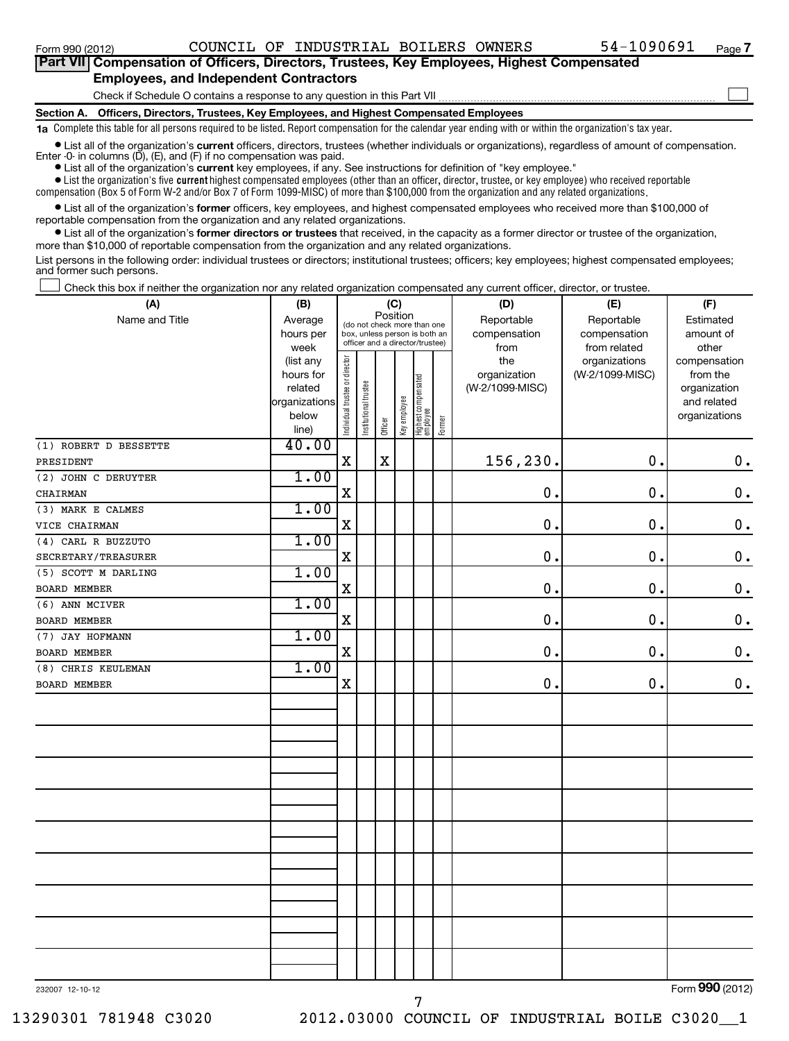Form 990 (2012) COUNCIL OF INDUSTRIAL BOILERS OWNERS 54-1090691 Page 7

## Part VII Compensation of Officers, Directors, Trustees, Key Employees, Highest Compensated Employees, and Independent Contractors

Check if Schedule O contains a response to any question in this Part VII ☐

### Section A. Officers, Directors, Trustees, Key Employees, and Highest Compensated Employees

**1a** Complete this table for all persons required to be listed. Report compensation for the calendar year ending with or within the organization's tax year.

- List all of the organization's **current** officers, directors, trustees (whether individuals or organizations), regardless of amount of compensation. Enter -0- in columns (D), (E), and (F) if no compensation was paid.
- List all of the organization's **current** key employees, if any. See instructions for definition of "key employee."
- List the organization's five **current** highest compensated employees (other than an officer, director, trustee, or key employee) who received reportable compensation (Box 5 of Form W-2 and/or Box 7 of Form 1099-MISC) of more than $100,000 from the organization and any related organizations.
- List all of the organization's **former** officers, key employees, and highest compensated employees who received more than $100,000 of reportable compensation from the organization and any related organizations.
- List all of the organization's **former directors or trustees** that received, in the capacity as a former director or trustee of the organization, more than $10,000 of reportable compensation from the organization and any related organizations.

List persons in the following order: individual trustees or directors; institutional trustees; officers; key employees; highest compensated employees; and former such persons.

☐ Check this box if neither the organization nor any related organization compensated any current officer, director, or trustee.

| (A) Name and Title | (B) Average hours per week (list any hours for related organizations below line) | (C) Position: Individual trustee or director | Institutional trustee | Officer | Key employee | Highest compensated employee | Former | (D) Reportable compensation from the organization (W-2/1099-MISC) | (E) Reportable compensation from related organizations (W-2/1099-MISC) | (F) Estimated amount of other compensation from the organization and related organizations |
|---|---|---|---|---|---|---|---|---|---|---|
| (1) ROBERT D BESSETTE<br>PRESIDENT | 40.00 | X | | X | | | | 156,230. | 0. | 0. |
| (2) JOHN C DERUYTER<br>CHAIRMAN | 1.00 | X | | | | | | 0. | 0. | 0. |
| (3) MARK E CALMES<br>VICE CHAIRMAN | 1.00 | X | | | | | | 0. | 0. | 0. |
| (4) CARL R BUZZUTO<br>SECRETARY/TREASURER | 1.00 | X | | | | | | 0. | 0. | 0. |
| (5) SCOTT M DARLING<br>BOARD MEMBER | 1.00 | X | | | | | | 0. | 0. | 0. |
| (6) ANN MCIVER<br>BOARD MEMBER | 1.00 | X | | | | | | 0. | 0. | 0. |
| (7) JAY HOFMANN<br>BOARD MEMBER | 1.00 | X | | | | | | 0. | 0. | 0. |
| (8) CHRIS KEULEMAN<br>BOARD MEMBER | 1.00 | X | | | | | | 0. | 0. | 0. |

232007 12-10-12 Form 990 (2012)

13290301 781948 C3020 2012.03000 COUNCIL OF INDUSTRIAL BOILE C3020__1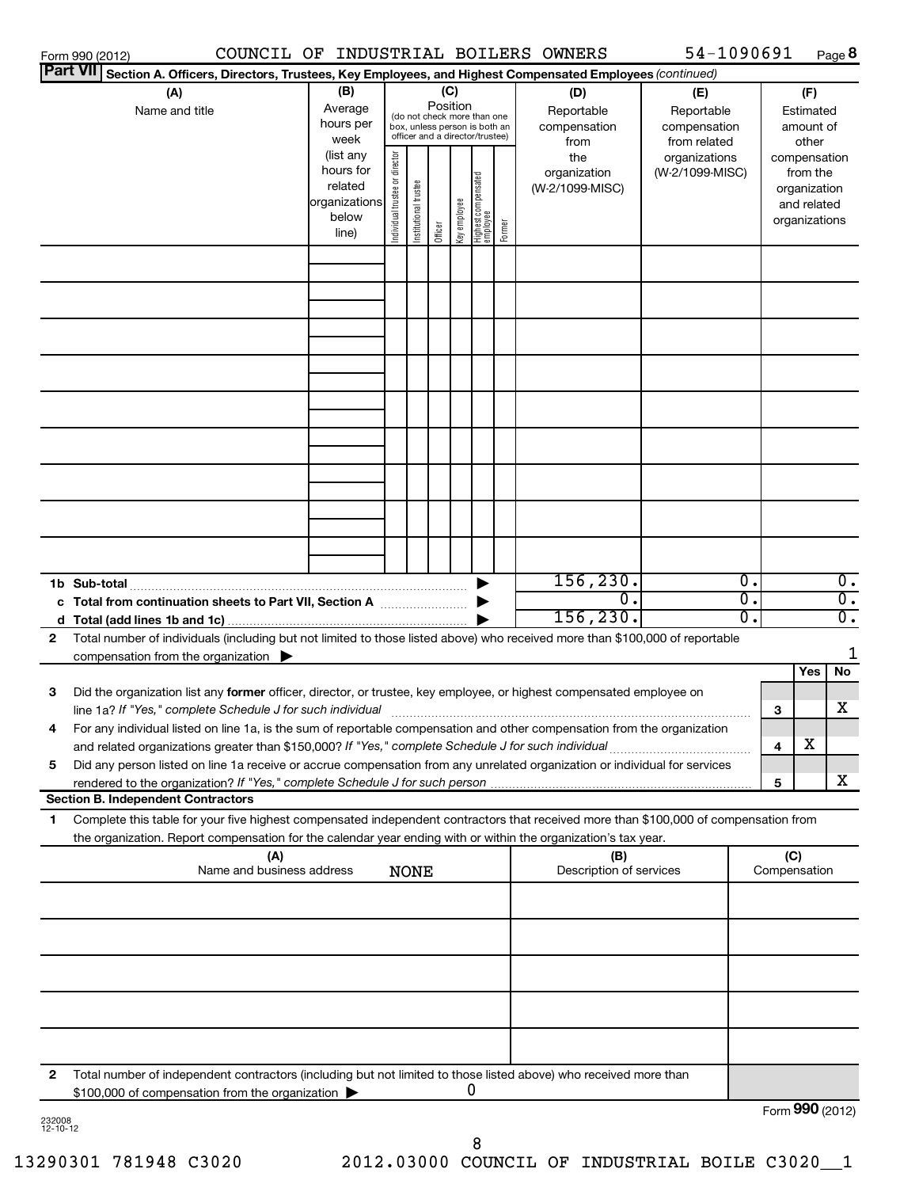Form 990 (2012) COUNCIL OF INDUSTRIAL BOILERS OWNERS 54-1090691 Page 8

**Part VII** **Section A. Officers, Directors, Trustees, Key Employees, and Highest Compensated Employees** *(continued)*

| (A) Name and title | (B) Average hours per week (list any hours for related organizations below line) | (C) Position (do not check more than one box, unless person is both an officer and a director/trustee): Individual trustee or director | Institutional trustee | Officer | Key employee | Highest compensated employee | Former | (D) Reportable compensation from the organization (W-2/1099-MISC) | (E) Reportable compensation from related organizations (W-2/1099-MISC) | (F) Estimated amount of other compensation from the organization and related organizations |
|---|---|---|---|---|---|---|---|---|---|---|
| | | | | | | | | | | |
| | | | | | | | | | | |
| | | | | | | | | | | |
| | | | | | | | | | | |
| | | | | | | | | | | |
| | | | | | | | | | | |
| | | | | | | | | | | |
| | | | | | | | | | | |
| | | | | | | | | | | |
| **1b Sub-total** | | | | | | | ▶ | 156,230. | 0. | 0. |
| **c Total from continuation sheets to Part VII, Section A** | | | | | | | ▶ | 0. | 0. | 0. |
| **d Total (add lines 1b and 1c)** | | | | | | | ▶ | 156,230. | 0. | 0. |

**2** Total number of individuals (including but not limited to those listed above) who received more than $100,000 of reportable compensation from the organization ▶ 1

| | | | Yes | No |
|---|---|---|---|---|
| **3** | Did the organization list any **former** officer, director, or trustee, key employee, or highest compensated employee on line 1a? *If "Yes," complete Schedule J for such individual* | 3 | | X |
| **4** | For any individual listed on line 1a, is the sum of reportable compensation and other compensation from the organization and related organizations greater than $150,000? *If "Yes," complete Schedule J for such individual* | 4 | X | |
| **5** | Did any person listed on line 1a receive or accrue compensation from any unrelated organization or individual for services rendered to the organization? *If "Yes," complete Schedule J for such person* | 5 | | X |

**Section B. Independent Contractors**

**1** Complete this table for your five highest compensated independent contractors that received more than $100,000 of compensation from the organization. Report compensation for the calendar year ending with or within the organization's tax year.

| (A) Name and business address NONE | (B) Description of services | (C) Compensation |
|---|---|---|
| | | |
| | | |
| | | |
| | | |
| | | |

**2** Total number of independent contractors (including but not limited to those listed above) who received more than $100,000 of compensation from the organization ▶ 0

Form **990** (2012)

232008 12-10-12

13290301 781948 C3020 2012.03000 COUNCIL OF INDUSTRIAL BOILE C3020__1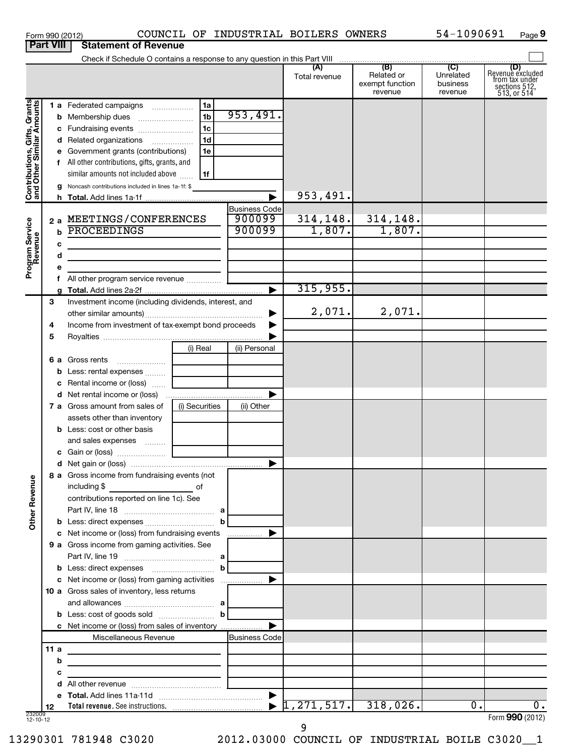Form 990 (2012) COUNCIL OF INDUSTRIAL BOILERS OWNERS 54-1090691

## Part VIII Statement of Revenue

Check if Schedule O contains a response to any question in this Part VIII

| | | | (A) Total revenue | (B) Related or exempt function revenue | (C) Unrelated business revenue | (D) Revenue excluded from tax under sections 512, 513, or 514 |
|---|---|---|---|---|---|---|
| **Contributions, Gifts, Grants and Other Similar Amounts** | | | | | | |
| 1 a | Federated campaigns | 1a | | | | | |
| b | Membership dues | 1b 953,491. | | | | |
| c | Fundraising events | 1c | | | | |
| d | Related organizations | 1d | | | | |
| e | Government grants (contributions) | 1e | | | | |
| f | All other contributions, gifts, grants, and similar amounts not included above | 1f | | | | |
| g | Noncash contributions included in lines 1a-1f: $ | | | | | |
| h | **Total.** Add lines 1a-1f | | 953,491. | | | |
| **Program Service Revenue** | | Business Code | | | | |
| 2 a | MEETINGS/CONFERENCES | 900099 | 314,148. | 314,148. | | |
| b | PROCEEDINGS | 900099 | 1,807. | 1,807. | | |
| c | | | | | | |
| d | | | | | | |
| e | | | | | | |
| f | All other program service revenue | | | | | |
| g | **Total.** Add lines 2a-2f | | 315,955. | | | |
| **Other Revenue** | | | | | | |
| 3 | Investment income (including dividends, interest, and other similar amounts) | | 2,071. | 2,071. | | |
| 4 | Income from investment of tax-exempt bond proceeds | | | | | |
| 5 | Royalties | | | | | |
| | | (i) Real / (ii) Personal | | | | |
| 6 a | Gross rents | | | | | |
| b | Less: rental expenses | | | | | |
| c | Rental income or (loss) | | | | | |
| d | Net rental income or (loss) | | | | | |
| | | (i) Securities / (ii) Other | | | | |
| 7 a | Gross amount from sales of assets other than inventory | | | | | |
| b | Less: cost or other basis and sales expenses | | | | | |
| c | Gain or (loss) | | | | | |
| d | Net gain or (loss) | | | | | |
| 8 a | Gross income from fundraising events (not including $ of contributions reported on line 1c). See Part IV, line 18 | a | | | | |
| b | Less: direct expenses | b | | | | |
| c | Net income or (loss) from fundraising events | | | | | |
| 9 a | Gross income from gaming activities. See Part IV, line 19 | a | | | | |
| b | Less: direct expenses | b | | | | |
| c | Net income or (loss) from gaming activities | | | | | |
| 10 a | Gross sales of inventory, less returns and allowances | a | | | | |
| b | Less: cost of goods sold | b | | | | |
| c | Net income or (loss) from sales of inventory | | | | | |
| | Miscellaneous Revenue | Business Code | | | | |
| 11 a | | | | | | |
| b | | | | | | |
| c | | | | | | |
| d | All other revenue | | | | | |
| e | **Total.** Add lines 11a-11d | | | | | |
| 12 | **Total revenue.** See instructions. | | 1,271,517. | 318,026. | 0. | 0. |

232009 12-10-12

Form **990** (2012)

13290301 781948 C3020 2012.03000 COUNCIL OF INDUSTRIAL BOILE C3020__1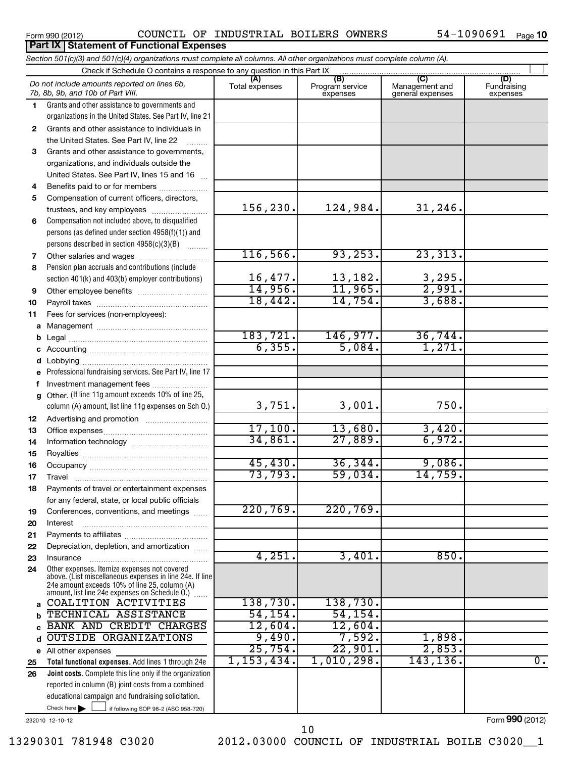Form 990 (2012) COUNCIL OF INDUSTRIAL BOILERS OWNERS 54-1090691 Page 10

**Part IX Statement of Functional Expenses**

*Section 501(c)(3) and 501(c)(4) organizations must complete all columns. All other organizations must complete column (A).*

Check if Schedule O contains a response to any question in this Part IX

| *Do not include amounts reported on lines 6b, 7b, 8b, 9b, and 10b of Part VIII.* | (A) Total expenses | (B) Program service expenses | (C) Management and general expenses | (D) Fundraising expenses |
|---|---|---|---|---|
| 1 Grants and other assistance to governments and organizations in the United States. See Part IV, line 21 | | | | |
| 2 Grants and other assistance to individuals in the United States. See Part IV, line 22 | | | | |
| 3 Grants and other assistance to governments, organizations, and individuals outside the United States. See Part IV, lines 15 and 16 | | | | |
| 4 Benefits paid to or for members | | | | |
| 5 Compensation of current officers, directors, trustees, and key employees | 156,230. | 124,984. | 31,246. | |
| 6 Compensation not included above, to disqualified persons (as defined under section 4958(f)(1)) and persons described in section 4958(c)(3)(B) | | | | |
| 7 Other salaries and wages | 116,566. | 93,253. | 23,313. | |
| 8 Pension plan accruals and contributions (include section 401(k) and 403(b) employer contributions) | 16,477. | 13,182. | 3,295. | |
| 9 Other employee benefits | 14,956. | 11,965. | 2,991. | |
| 10 Payroll taxes | 18,442. | 14,754. | 3,688. | |
| 11 Fees for services (non-employees): | | | | |
| a Management | | | | |
| b Legal | 183,721. | 146,977. | 36,744. | |
| c Accounting | 6,355. | 5,084. | 1,271. | |
| d Lobbying | | | | |
| e Professional fundraising services. See Part IV, line 17 | | | | |
| f Investment management fees | | | | |
| g Other. (If line 11g amount exceeds 10% of line 25, column (A) amount, list line 11g expenses on Sch O.) | 3,751. | 3,001. | 750. | |
| 12 Advertising and promotion | | | | |
| 13 Office expenses | 17,100. | 13,680. | 3,420. | |
| 14 Information technology | 34,861. | 27,889. | 6,972. | |
| 15 Royalties | | | | |
| 16 Occupancy | 45,430. | 36,344. | 9,086. | |
| 17 Travel | 73,793. | 59,034. | 14,759. | |
| 18 Payments of travel or entertainment expenses for any federal, state, or local public officials | | | | |
| 19 Conferences, conventions, and meetings | 220,769. | 220,769. | | |
| 20 Interest | | | | |
| 21 Payments to affiliates | | | | |
| 22 Depreciation, depletion, and amortization | | | | |
| 23 Insurance | 4,251. | 3,401. | 850. | |
| 24 Other expenses. Itemize expenses not covered above. (List miscellaneous expenses in line 24e. If line 24e amount exceeds 10% of line 25, column (A) amount, list line 24e expenses on Schedule O.) | | | | |
| a COALITION ACTIVITIES | 138,730. | 138,730. | | |
| b TECHNICAL ASSISTANCE | 54,154. | 54,154. | | |
| c BANK AND CREDIT CHARGES | 12,604. | 12,604. | | |
| d OUTSIDE ORGANIZATIONS | 9,490. | 7,592. | 1,898. | |
| e All other expenses | 25,754. | 22,901. | 2,853. | |
| 25 **Total functional expenses.** Add lines 1 through 24e | 1,153,434. | 1,010,298. | 143,136. | 0. |
| 26 **Joint costs.** Complete this line only if the organization reported in column (B) joint costs from a combined educational campaign and fundraising solicitation. Check here ☐ if following SOP 98-2 (ASC 958-720) | | | | |

232010 12-10-12 Form **990** (2012)

13290301 781948 C3020 2012.03000 COUNCIL OF INDUSTRIAL BOILE C3020__1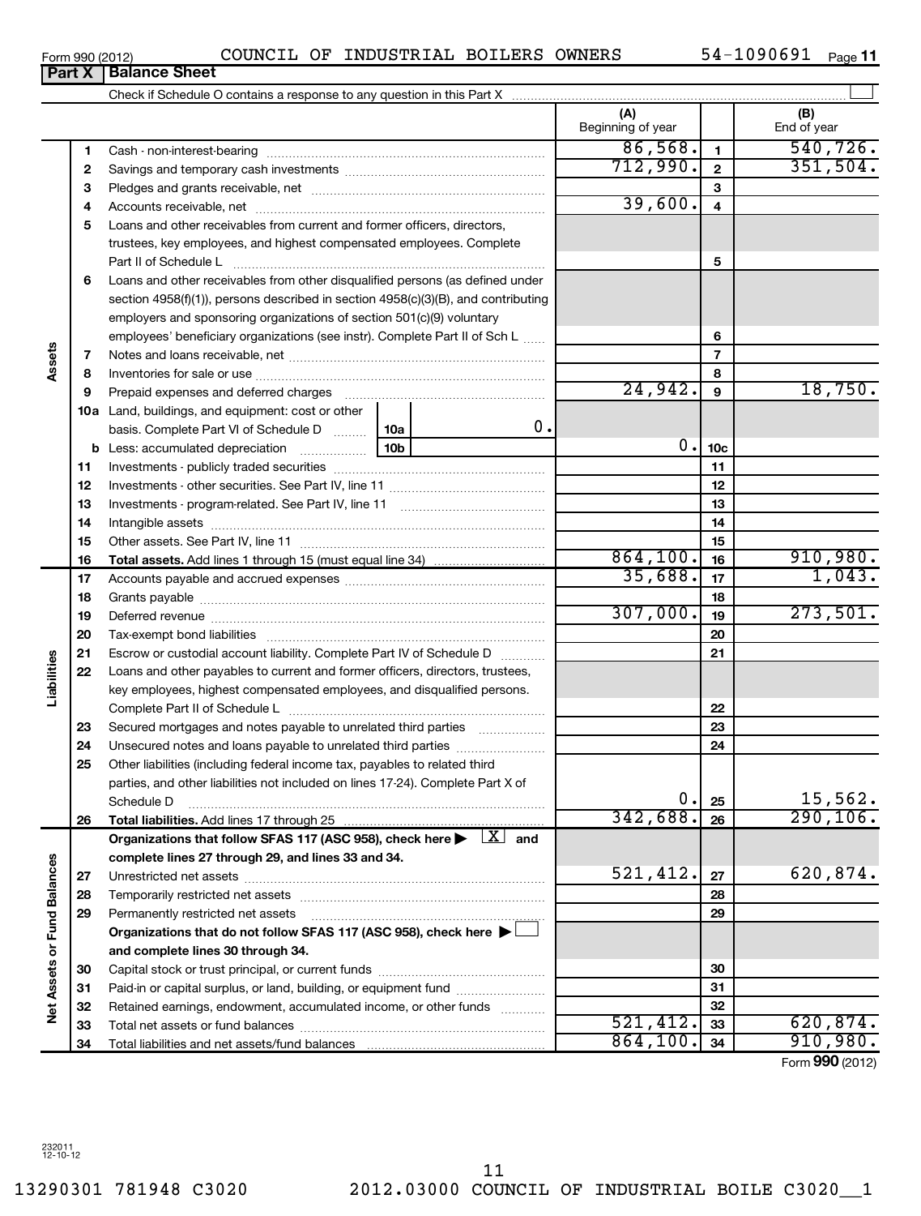Form 990 (2012) COUNCIL OF INDUSTRIAL BOILERS OWNERS 54-1090691 Page 11

## Part X Balance Sheet

Check if Schedule O contains a response to any question in this Part X ☐

| | | | | (A) Beginning of year | | (B) End of year |
|---|---|---|---|---|---|---|
| Assets | 1 | Cash - non-interest-bearing | | 86,568. | 1 | 540,726. |
| | 2 | Savings and temporary cash investments | | 712,990. | 2 | 351,504. |
| | 3 | Pledges and grants receivable, net | | | 3 | |
| | 4 | Accounts receivable, net | | 39,600. | 4 | |
| | 5 | Loans and other receivables from current and former officers, directors, trustees, key employees, and highest compensated employees. Complete Part II of Schedule L | | | 5 | |
| | 6 | Loans and other receivables from other disqualified persons (as defined under section 4958(f)(1)), persons described in section 4958(c)(3)(B), and contributing employers and sponsoring organizations of section 501(c)(9) voluntary employees' beneficiary organizations (see instr). Complete Part II of Sch L | | | 6 | |
| | 7 | Notes and loans receivable, net | | | 7 | |
| | 8 | Inventories for sale or use | | | 8 | |
| | 9 | Prepaid expenses and deferred charges | | 24,942. | 9 | 18,750. |
| | 10a | Land, buildings, and equipment: cost or other basis. Complete Part VI of Schedule D | 10a 0. | | | |
| | b | Less: accumulated depreciation | 10b | 0. | 10c | |
| | 11 | Investments - publicly traded securities | | | 11 | |
| | 12 | Investments - other securities. See Part IV, line 11 | | | 12 | |
| | 13 | Investments - program-related. See Part IV, line 11 | | | 13 | |
| | 14 | Intangible assets | | | 14 | |
| | 15 | Other assets. See Part IV, line 11 | | | 15 | |
| | 16 | **Total assets.** Add lines 1 through 15 (must equal line 34) | | 864,100. | 16 | 910,980. |
| Liabilities | 17 | Accounts payable and accrued expenses | | 35,688. | 17 | 1,043. |
| | 18 | Grants payable | | | 18 | |
| | 19 | Deferred revenue | | 307,000. | 19 | 273,501. |
| | 20 | Tax-exempt bond liabilities | | | 20 | |
| | 21 | Escrow or custodial account liability. Complete Part IV of Schedule D | | | 21 | |
| | 22 | Loans and other payables to current and former officers, directors, trustees, key employees, highest compensated employees, and disqualified persons. Complete Part II of Schedule L | | | 22 | |
| | 23 | Secured mortgages and notes payable to unrelated third parties | | | 23 | |
| | 24 | Unsecured notes and loans payable to unrelated third parties | | | 24 | |
| | 25 | Other liabilities (including federal income tax, payables to related third parties, and other liabilities not included on lines 17-24). Complete Part X of Schedule D | | 0. | 25 | 15,562. |
| | 26 | **Total liabilities.** Add lines 17 through 25 | | 342,688. | 26 | 290,106. |
| Net Assets or Fund Balances | | **Organizations that follow SFAS 117 (ASC 958), check here ▶ [X] and complete lines 27 through 29, and lines 33 and 34.** | | | | |
| | 27 | Unrestricted net assets | | 521,412. | 27 | 620,874. |
| | 28 | Temporarily restricted net assets | | | 28 | |
| | 29 | Permanently restricted net assets | | | 29 | |
| | | **Organizations that do not follow SFAS 117 (ASC 958), check here ▶ ☐ and complete lines 30 through 34.** | | | | |
| | 30 | Capital stock or trust principal, or current funds | | | 30 | |
| | 31 | Paid-in or capital surplus, or land, building, or equipment fund | | | 31 | |
| | 32 | Retained earnings, endowment, accumulated income, or other funds | | | 32 | |
| | 33 | Total net assets or fund balances | | 521,412. | 33 | 620,874. |
| | 34 | Total liabilities and net assets/fund balances | | 864,100. | 34 | 910,980. |

Form **990** (2012)

232011 12-10-12

13290301 781948 C3020 2012.03000 COUNCIL OF INDUSTRIAL BOILE C3020__1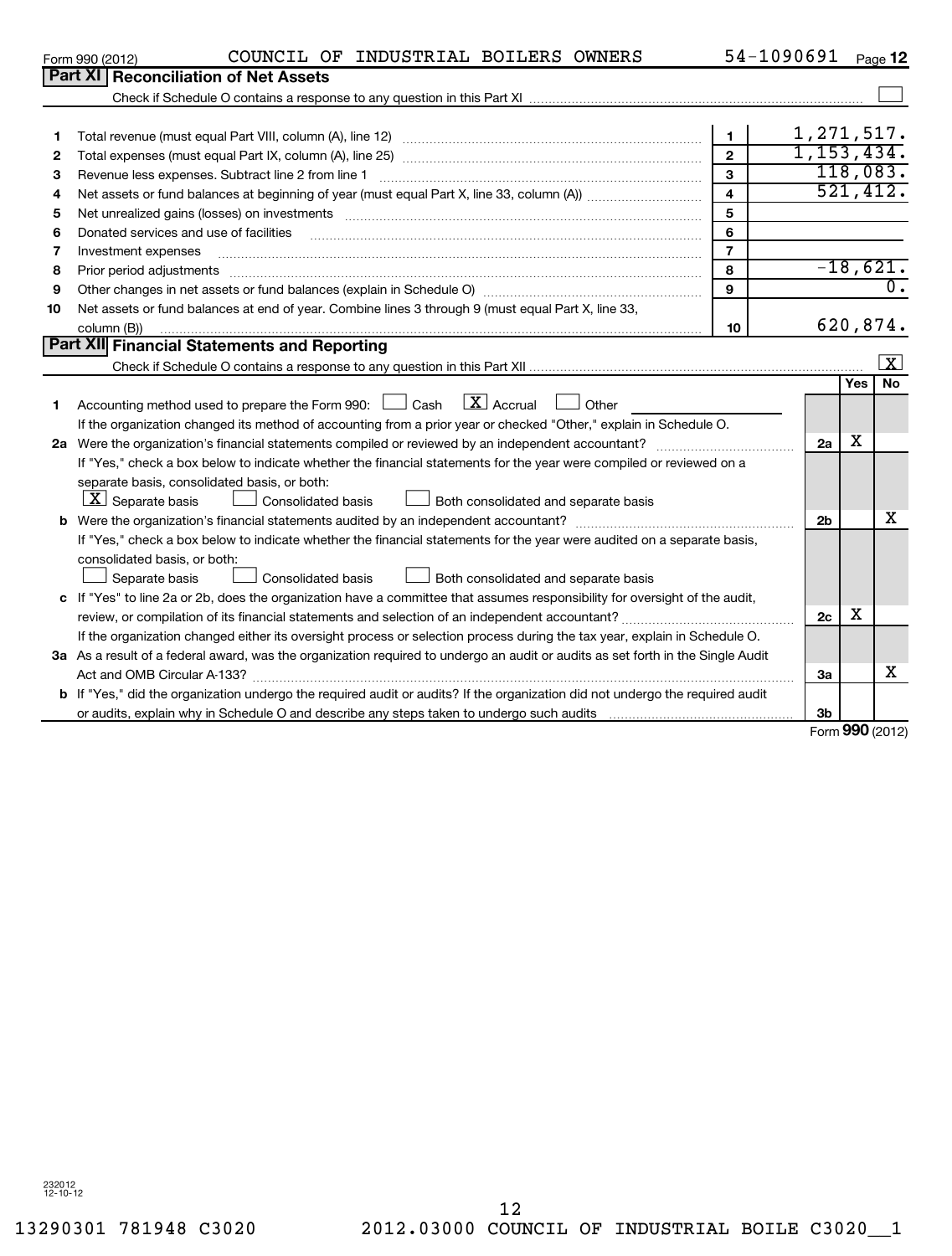Form 990 (2012) COUNCIL OF INDUSTRIAL BOILERS OWNERS 54-1090691 Page 12

## Part XI Reconciliation of Net Assets

Check if Schedule O contains a response to any question in this Part XI ☐

| | | | |
|---|---|---|---|
| 1 | Total revenue (must equal Part VIII, column (A), line 12) | 1 | 1,271,517. |
| 2 | Total expenses (must equal Part IX, column (A), line 25) | 2 | 1,153,434. |
| 3 | Revenue less expenses. Subtract line 2 from line 1 | 3 | 118,083. |
| 4 | Net assets or fund balances at beginning of year (must equal Part X, line 33, column (A)) | 4 | 521,412. |
| 5 | Net unrealized gains (losses) on investments | 5 | |
| 6 | Donated services and use of facilities | 6 | |
| 7 | Investment expenses | 7 | |
| 8 | Prior period adjustments | 8 | -18,621. |
| 9 | Other changes in net assets or fund balances (explain in Schedule O) | 9 | 0. |
| 10 | Net assets or fund balances at end of year. Combine lines 3 through 9 (must equal Part X, line 33, column (B)) | 10 | 620,874. |

## Part XII Financial Statements and Reporting

Check if Schedule O contains a response to any question in this Part XII ☒

| | | | Yes | No |
|---|---|---|---|---|
| 1 | Accounting method used to prepare the Form 990: ☐ Cash ☒ Accrual ☐ Other<br>If the organization changed its method of accounting from a prior year or checked "Other," explain in Schedule O. | | | |
| 2a | Were the organization's financial statements compiled or reviewed by an independent accountant?<br>If "Yes," check a box below to indicate whether the financial statements for the year were compiled or reviewed on a separate basis, consolidated basis, or both:<br>☒ Separate basis ☐ Consolidated basis ☐ Both consolidated and separate basis | 2a | X | |
| b | Were the organization's financial statements audited by an independent accountant?<br>If "Yes," check a box below to indicate whether the financial statements for the year were audited on a separate basis, consolidated basis, or both:<br>☐ Separate basis ☐ Consolidated basis ☐ Both consolidated and separate basis | 2b | | X |
| c | If "Yes" to line 2a or 2b, does the organization have a committee that assumes responsibility for oversight of the audit, review, or compilation of its financial statements and selection of an independent accountant?<br>If the organization changed either its oversight process or selection process during the tax year, explain in Schedule O. | 2c | X | |
| 3a | As a result of a federal award, was the organization required to undergo an audit or audits as set forth in the Single Audit Act and OMB Circular A-133? | 3a | | X |
| b | If "Yes," did the organization undergo the required audit or audits? If the organization did not undergo the required audit or audits, explain why in Schedule O and describe any steps taken to undergo such audits | 3b | | |

Form 990 (2012)

232012 12-10-12

13290301 781948 C3020 2012.03000 COUNCIL OF INDUSTRIAL BOILE C3020__1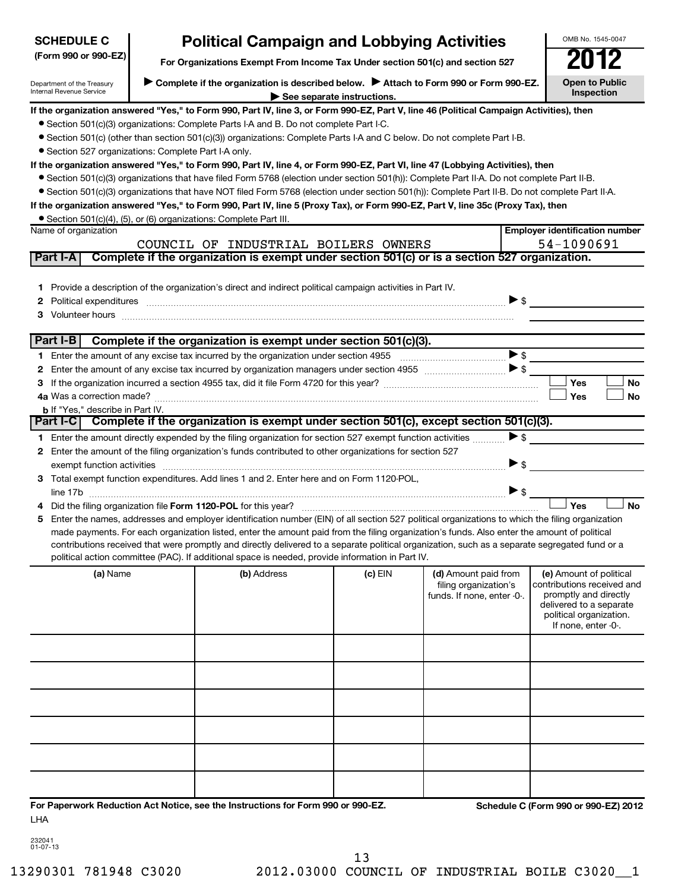**SCHEDULE C (Form 990 or 990-EZ)**

Department of the Treasury
Internal Revenue Service

# Political Campaign and Lobbying Activities

**For Organizations Exempt From Income Tax Under section 501(c) and section 527**

▶ **Complete if the organization is described below.** ▶ **Attach to Form 990 or Form 990-EZ.**
▶ **See separate instructions.**

OMB No. 1545-0047

**2012**

**Open to Public Inspection**

**If the organization answered "Yes," to Form 990, Part IV, line 3, or Form 990-EZ, Part V, line 46 (Political Campaign Activities), then**

- Section 501(c)(3) organizations: Complete Parts I-A and B. Do not complete Part I-C.
- Section 501(c) (other than section 501(c)(3)) organizations: Complete Parts I-A and C below. Do not complete Part I-B.
- Section 527 organizations: Complete Part I-A only.

**If the organization answered "Yes," to Form 990, Part IV, line 4, or Form 990-EZ, Part VI, line 47 (Lobbying Activities), then**

- Section 501(c)(3) organizations that have filed Form 5768 (election under section 501(h)): Complete Part II-A. Do not complete Part II-B.
- Section 501(c)(3) organizations that have NOT filed Form 5768 (election under section 501(h)): Complete Part II-B. Do not complete Part II-A.

**If the organization answered "Yes," to Form 990, Part IV, line 5 (Proxy Tax), or Form 990-EZ, Part V, line 35c (Proxy Tax), then**

- Section 501(c)(4), (5), or (6) organizations: Complete Part III.

| Name of organization | Employer identification number |
|---|---|
| COUNCIL OF INDUSTRIAL BOILERS OWNERS | 54-1090691 |

## Part I-A Complete if the organization is exempt under section 501(c) or is a section 527 organization.

1. Provide a description of the organization's direct and indirect political campaign activities in Part IV.
2. Political expenditures ▶ $
3. Volunteer hours

## Part I-B Complete if the organization is exempt under section 501(c)(3).

1. Enter the amount of any excise tax incurred by the organization under section 4955 ▶ $
2. Enter the amount of any excise tax incurred by organization managers under section 4955 ▶ $
3. If the organization incurred a section 4955 tax, did it file Form 4720 for this year? ☐ Yes ☐ No

4a. Was a correction made? ☐ Yes ☐ No

b. If "Yes," describe in Part IV.

## Part I-C Complete if the organization is exempt under section 501(c), except section 501(c)(3).

1. Enter the amount directly expended by the filing organization for section 527 exempt function activities ▶ $
2. Enter the amount of the filing organization's funds contributed to other organizations for section 527 exempt function activities ▶ $
3. Total exempt function expenditures. Add lines 1 and 2. Enter here and on Form 1120-POL, line 17b ▶ $
4. Did the filing organization file **Form 1120-POL** for this year? ☐ Yes ☐ No
5. Enter the names, addresses and employer identification number (EIN) of all section 527 political organizations to which the filing organization made payments. For each organization listed, enter the amount paid from the filing organization's funds. Also enter the amount of political contributions received that were promptly and directly delivered to a separate political organization, such as a separate segregated fund or a political action committee (PAC). If additional space is needed, provide information in Part IV.

| (a) Name | (b) Address | (c) EIN | (d) Amount paid from filing organization's funds. If none, enter -0-. | (e) Amount of political contributions received and promptly and directly delivered to a separate political organization. If none, enter -0-. |
|---|---|---|---|---|
| | | | | |
| | | | | |
| | | | | |
| | | | | |
| | | | | |
| | | | | |

**For Paperwork Reduction Act Notice, see the Instructions for Form 990 or 990-EZ.**

**Schedule C (Form 990 or 990-EZ) 2012**

LHA

232041
01-07-13

13290301 781948 C3020 2012.03000 COUNCIL OF INDUSTRIAL BOILE C3020__1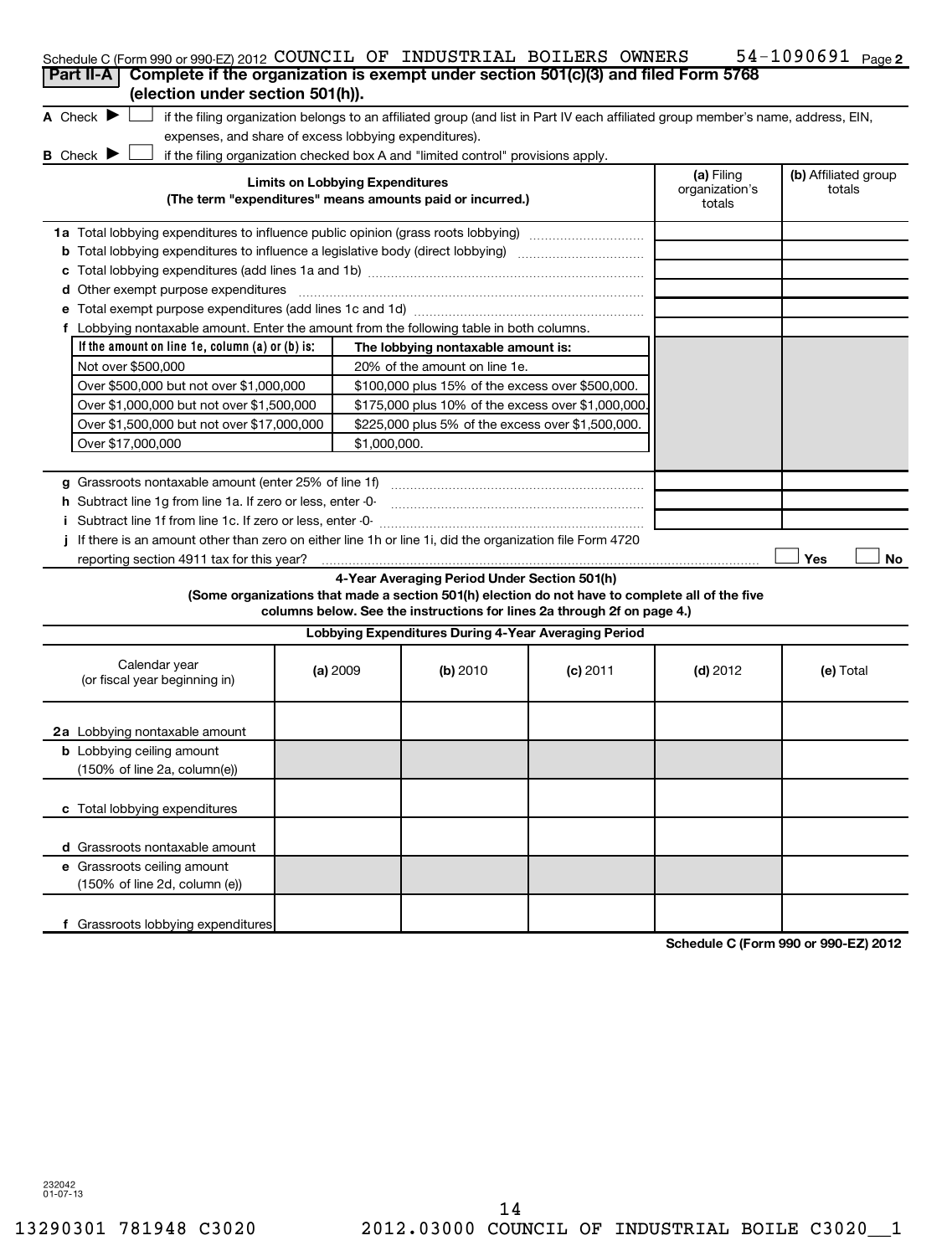Schedule C (Form 990 or 990-EZ) 2012 COUNCIL OF INDUSTRIAL BOILERS OWNERS 54-1090691

## Part II-A Complete if the organization is exempt under section 501(c)(3) and filed Form 5768 (election under section 501(h)).

**A** Check ▶ ☐ if the filing organization belongs to an affiliated group (and list in Part IV each affiliated group member's name, address, EIN, expenses, and share of excess lobbying expenditures).

**B** Check ▶ ☐ if the filing organization checked box A and "limited control" provisions apply.

| **Limits on Lobbying Expenditures** (The term "expenditures" means amounts paid or incurred.) | **(a)** Filing organization's totals | **(b)** Affiliated group totals |
|---|---|---|
| **1a** Total lobbying expenditures to influence public opinion (grass roots lobbying) | | |
| **b** Total lobbying expenditures to influence a legislative body (direct lobbying) | | |
| **c** Total lobbying expenditures (add lines 1a and 1b) | | |
| **d** Other exempt purpose expenditures | | |
| **e** Total exempt purpose expenditures (add lines 1c and 1d) | | |
| **f** Lobbying nontaxable amount. Enter the amount from the following table in both columns. | | |

| If the amount on line 1e, column (a) or (b) is: | The lobbying nontaxable amount is: |
|---|---|
| Not over $500,000 | 20% of the amount on line 1e. |
| Over $500,000 but not over $1,000,000 | $100,000 plus 15% of the excess over $500,000. |
| Over $1,000,000 but not over $1,500,000 | $175,000 plus 10% of the excess over $1,000,000. |
| Over $1,500,000 but not over $17,000,000 | $225,000 plus 5% of the excess over $1,500,000. |
| Over $17,000,000 | $1,000,000. |

| | (a) | (b) |
|---|---|---|
| **g** Grassroots nontaxable amount (enter 25% of line 1f) | | |
| **h** Subtract line 1g from line 1a. If zero or less, enter -0- | | |
| **i** Subtract line 1f from line 1c. If zero or less, enter -0- | | |

**j** If there is an amount other than zero on either line 1h or line 1i, did the organization file Form 4720 reporting section 4911 tax for this year? ☐ Yes ☐ No

### 4-Year Averaging Period Under Section 501(h)

**(Some organizations that made a section 501(h) election do not have to complete all of the five columns below. See the instructions for lines 2a through 2f on page 4.)**

| Lobbying Expenditures During 4-Year Averaging Period | | | | | |
|---|---|---|---|---|---|
| Calendar year (or fiscal year beginning in) | **(a)** 2009 | **(b)** 2010 | **(c)** 2011 | **(d)** 2012 | **(e)** Total |
| **2a** Lobbying nontaxable amount | | | | | |
| **b** Lobbying ceiling amount (150% of line 2a, column(e)) | | | | | |
| **c** Total lobbying expenditures | | | | | |
| **d** Grassroots nontaxable amount | | | | | |
| **e** Grassroots ceiling amount (150% of line 2d, column (e)) | | | | | |
| **f** Grassroots lobbying expenditures | | | | | |

**Schedule C (Form 990 or 990-EZ) 2012**

232042 01-07-13

13290301 781948 C3020 2012.03000 COUNCIL OF INDUSTRIAL BOILE C3020__1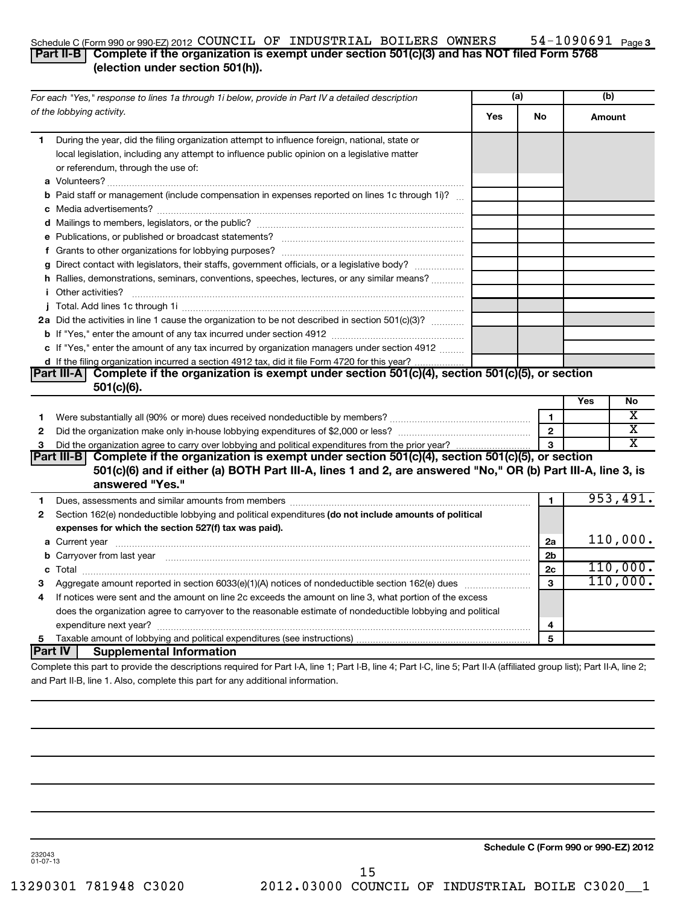Schedule C (Form 990 or 990-EZ) 2012 COUNCIL OF INDUSTRIAL BOILERS OWNERS 54-1090691 Page 3

## Part II-B Complete if the organization is exempt under section 501(c)(3) and has NOT filed Form 5768 (election under section 501(h)).

| For each "Yes," response to lines 1a through 1i below, provide in Part IV a detailed description of the lobbying activity. | (a) Yes | (a) No | (b) Amount |
|---|---|---|---|
| **1** During the year, did the filing organization attempt to influence foreign, national, state or local legislation, including any attempt to influence public opinion on a legislative matter or referendum, through the use of: | | | |
| **a** Volunteers? | | | |
| **b** Paid staff or management (include compensation in expenses reported on lines 1c through 1i)? | | | |
| **c** Media advertisements? | | | |
| **d** Mailings to members, legislators, or the public? | | | |
| **e** Publications, or published or broadcast statements? | | | |
| **f** Grants to other organizations for lobbying purposes? | | | |
| **g** Direct contact with legislators, their staffs, government officials, or a legislative body? | | | |
| **h** Rallies, demonstrations, seminars, conventions, speeches, lectures, or any similar means? | | | |
| **i** Other activities? | | | |
| **j** Total. Add lines 1c through 1i | | | |
| **2a** Did the activities in line 1 cause the organization to be not described in section 501(c)(3)? | | | |
| **b** If "Yes," enter the amount of any tax incurred under section 4912 | | | |
| **c** If "Yes," enter the amount of any tax incurred by organization managers under section 4912 | | | |
| **d** If the filing organization incurred a section 4912 tax, did it file Form 4720 for this year? | | | |

## Part III-A Complete if the organization is exempt under section 501(c)(4), section 501(c)(5), or section 501(c)(6).

| | | | Yes | No |
|---|---|---|---|---|
| **1** | Were substantially all (90% or more) dues received nondeductible by members? | 1 | | X |
| **2** | Did the organization make only in-house lobbying expenditures of $2,000 or less? | 2 | | X |
| **3** | Did the organization agree to carry over lobbying and political expenditures from the prior year? | 3 | | X |

## Part III-B Complete if the organization is exempt under section 501(c)(4), section 501(c)(5), or section 501(c)(6) and if either (a) BOTH Part III-A, lines 1 and 2, are answered "No," OR (b) Part III-A, line 3, is answered "Yes."

| | | | |
|---|---|---|---|
| **1** | Dues, assessments and similar amounts from members | 1 | 953,491. |
| **2** | Section 162(e) nondeductible lobbying and political expenditures **(do not include amounts of political expenses for which the section 527(f) tax was paid).** | | |
| **a** | Current year | 2a | 110,000. |
| **b** | Carryover from last year | 2b | |
| **c** | Total | 2c | 110,000. |
| **3** | Aggregate amount reported in section 6033(e)(1)(A) notices of nondeductible section 162(e) dues | 3 | 110,000. |
| **4** | If notices were sent and the amount on line 2c exceeds the amount on line 3, what portion of the excess does the organization agree to carryover to the reasonable estimate of nondeductible lobbying and political expenditure next year? | 4 | |
| **5** | Taxable amount of lobbying and political expenditures (see instructions) | 5 | |

## Part IV Supplemental Information

Complete this part to provide the descriptions required for Part I-A, line 1; Part I-B, line 4; Part I-C, line 5; Part II-A (affiliated group list); Part II-A, line 2; and Part II-B, line 1. Also, complete this part for any additional information.

232043 01-07-13

**Schedule C (Form 990 or 990-EZ) 2012**

13290301 781948 C3020 2012.03000 COUNCIL OF INDUSTRIAL BOILE C3020__1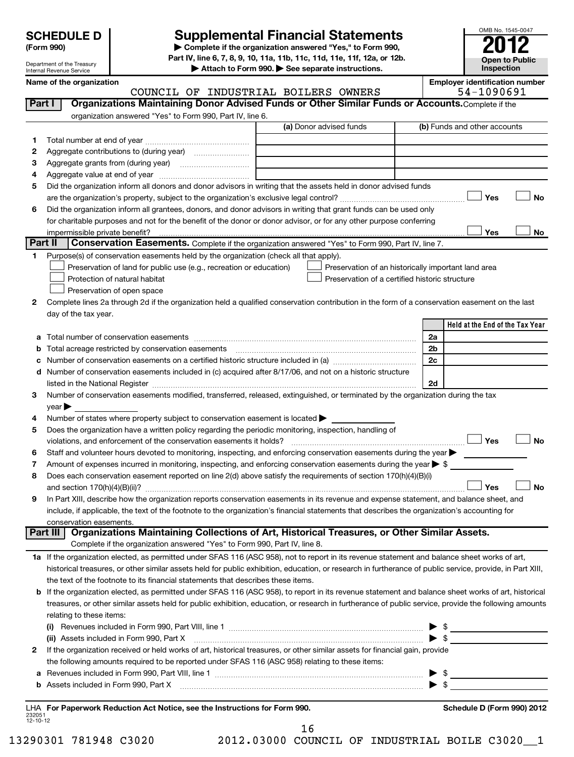# SCHEDULE D (Form 990)

Department of the Treasury
Internal Revenue Service

## Supplemental Financial Statements

▶ Complete if the organization answered "Yes," to Form 990, Part IV, line 6, 7, 8, 9, 10, 11a, 11b, 11c, 11d, 11e, 11f, 12a, or 12b.
▶ Attach to Form 990. ▶ See separate instructions.

OMB No. 1545-0047
**2012**
**Open to Public Inspection**

**Name of the organization**
COUNCIL OF INDUSTRIAL BOILERS OWNERS

**Employer identification number**
54-1090691

## Part I — Organizations Maintaining Donor Advised Funds or Other Similar Funds or Accounts.
Complete if the organization answered "Yes" to Form 990, Part IV, line 6.

| | | (a) Donor advised funds | (b) Funds and other accounts |
|---|---|---|---|
| 1 | Total number at end of year | | |
| 2 | Aggregate contributions to (during year) | | |
| 3 | Aggregate grants from (during year) | | |
| 4 | Aggregate value at end of year | | |

5 Did the organization inform all donors and donor advisors in writing that the assets held in donor advised funds are the organization's property, subject to the organization's exclusive legal control? ☐ Yes ☐ No

6 Did the organization inform all grantees, donors, and donor advisors in writing that grant funds can be used only for charitable purposes and not for the benefit of the donor or donor advisor, or for any other purpose conferring impermissible private benefit? ☐ Yes ☐ No

## Part II — Conservation Easements.
Complete if the organization answered "Yes" to Form 990, Part IV, line 7.

1 Purpose(s) of conservation easements held by the organization (check all that apply).
- ☐ Preservation of land for public use (e.g., recreation or education)
- ☐ Protection of natural habitat
- ☐ Preservation of open space
- ☐ Preservation of an historically important land area
- ☐ Preservation of a certified historic structure

2 Complete lines 2a through 2d if the organization held a qualified conservation contribution in the form of a conservation easement on the last day of the tax year.

| | | | Held at the End of the Tax Year |
|---|---|---|---|
| a | Total number of conservation easements | 2a | |
| b | Total acreage restricted by conservation easements | 2b | |
| c | Number of conservation easements on a certified historic structure included in (a) | 2c | |
| d | Number of conservation easements included in (c) acquired after 8/17/06, and not on a historic structure listed in the National Register | 2d | |

3 Number of conservation easements modified, transferred, released, extinguished, or terminated by the organization during the tax year ▶

4 Number of states where property subject to conservation easement is located ▶

5 Does the organization have a written policy regarding the periodic monitoring, inspection, handling of violations, and enforcement of the conservation easements it holds? ☐ Yes ☐ No

6 Staff and volunteer hours devoted to monitoring, inspecting, and enforcing conservation easements during the year ▶

7 Amount of expenses incurred in monitoring, inspecting, and enforcing conservation easements during the year ▶ $

8 Does each conservation easement reported on line 2(d) above satisfy the requirements of section 170(h)(4)(B)(i) and section 170(h)(4)(B)(ii)? ☐ Yes ☐ No

9 In Part XIII, describe how the organization reports conservation easements in its revenue and expense statement, and balance sheet, and include, if applicable, the text of the footnote to the organization's financial statements that describes the organization's accounting for conservation easements.

## Part III — Organizations Maintaining Collections of Art, Historical Treasures, or Other Similar Assets.
Complete if the organization answered "Yes" to Form 990, Part IV, line 8.

1a If the organization elected, as permitted under SFAS 116 (ASC 958), not to report in its revenue statement and balance sheet works of art, historical treasures, or other similar assets held for public exhibition, education, or research in furtherance of public service, provide, in Part XIII, the text of the footnote to its financial statements that describes these items.

b If the organization elected, as permitted under SFAS 116 (ASC 958), to report in its revenue statement and balance sheet works of art, historical treasures, or other similar assets held for public exhibition, education, or research in furtherance of public service, provide the following amounts relating to these items:

(i) Revenues included in Form 990, Part VIII, line 1 ▶ $

(ii) Assets included in Form 990, Part X ▶ $

2 If the organization received or held works of art, historical treasures, or other similar assets for financial gain, provide the following amounts required to be reported under SFAS 116 (ASC 958) relating to these items:

a Revenues included in Form 990, Part VIII, line 1 ▶ $

b Assets included in Form 990, Part X ▶ $

LHA For Paperwork Reduction Act Notice, see the Instructions for Form 990.
232051 12-10-12

Schedule D (Form 990) 2012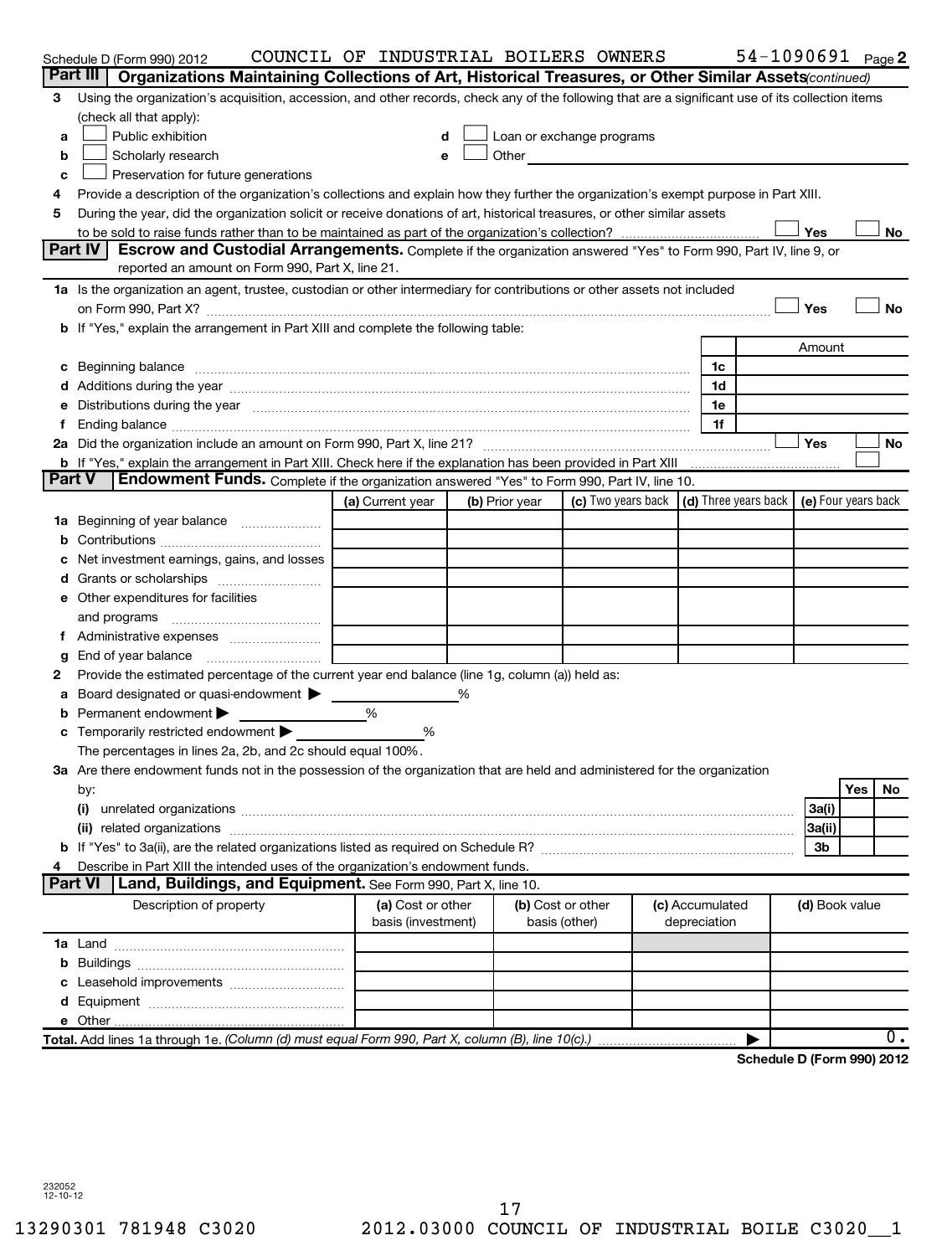Schedule D (Form 990) 2012 COUNCIL OF INDUSTRIAL BOILERS OWNERS 54-1090691 Page **2**

## Part III Organizations Maintaining Collections of Art, Historical Treasures, or Other Similar Assets *(continued)*

**3** Using the organization's acquisition, accession, and other records, check any of the following that are a significant use of its collection items (check all that apply):

- **a** ☐ Public exhibition
- **b** ☐ Scholarly research
- **c** ☐ Preservation for future generations
- **d** ☐ Loan or exchange programs
- **e** ☐ Other

**4** Provide a description of the organization's collections and explain how they further the organization's exempt purpose in Part XIII.

**5** During the year, did the organization solicit or receive donations of art, historical treasures, or other similar assets to be sold to raise funds rather than to be maintained as part of the organization's collection? ☐ Yes ☐ No

## Part IV Escrow and Custodial Arrangements.

Complete if the organization answered "Yes" to Form 990, Part IV, line 9, or reported an amount on Form 990, Part X, line 21.

**1a** Is the organization an agent, trustee, custodian or other intermediary for contributions or other assets not included on Form 990, Part X? ☐ Yes ☐ No

**b** If "Yes," explain the arrangement in Part XIII and complete the following table:

| | | Amount |
|---|---|---|
| **c** Beginning balance | 1c | |
| **d** Additions during the year | 1d | |
| **e** Distributions during the year | 1e | |
| **f** Ending balance | 1f | |

**2a** Did the organization include an amount on Form 990, Part X, line 21? ☐ Yes ☐ No

**b** If "Yes," explain the arrangement in Part XIII. Check here if the explanation has been provided in Part XIII ☐

## Part V Endowment Funds.

Complete if the organization answered "Yes" to Form 990, Part IV, line 10.

| | (a) Current year | (b) Prior year | (c) Two years back | (d) Three years back | (e) Four years back |
|---|---|---|---|---|---|
| **1a** Beginning of year balance | | | | | |
| **b** Contributions | | | | | |
| **c** Net investment earnings, gains, and losses | | | | | |
| **d** Grants or scholarships | | | | | |
| **e** Other expenditures for facilities and programs | | | | | |
| **f** Administrative expenses | | | | | |
| **g** End of year balance | | | | | |

**2** Provide the estimated percentage of the current year end balance (line 1g, column (a)) held as:

- **a** Board designated or quasi-endowment ▶ %
- **b** Permanent endowment ▶ %
- **c** Temporarily restricted endowment ▶ %

The percentages in lines 2a, 2b, and 2c should equal 100%.

**3a** Are there endowment funds not in the possession of the organization that are held and administered for the organization by:

| | | Yes | No |
|---|---|---|---|
| **(i)** unrelated organizations | 3a(i) | | |
| **(ii)** related organizations | 3a(ii) | | |
| **b** If "Yes" to 3a(ii), are the related organizations listed as required on Schedule R? | 3b | | |

**4** Describe in Part XIII the intended uses of the organization's endowment funds.

## Part VI Land, Buildings, and Equipment.

See Form 990, Part X, line 10.

| Description of property | (a) Cost or other basis (investment) | (b) Cost or other basis (other) | (c) Accumulated depreciation | (d) Book value |
|---|---|---|---|---|
| **1a** Land | | | | |
| **b** Buildings | | | | |
| **c** Leasehold improvements | | | | |
| **d** Equipment | | | | |
| **e** Other | | | | |
| **Total.** Add lines 1a through 1e. *(Column (d) must equal Form 990, Part X, column (B), line 10(c).)* ▶ | | | | 0. |

**Schedule D (Form 990) 2012**

232052 12-10-12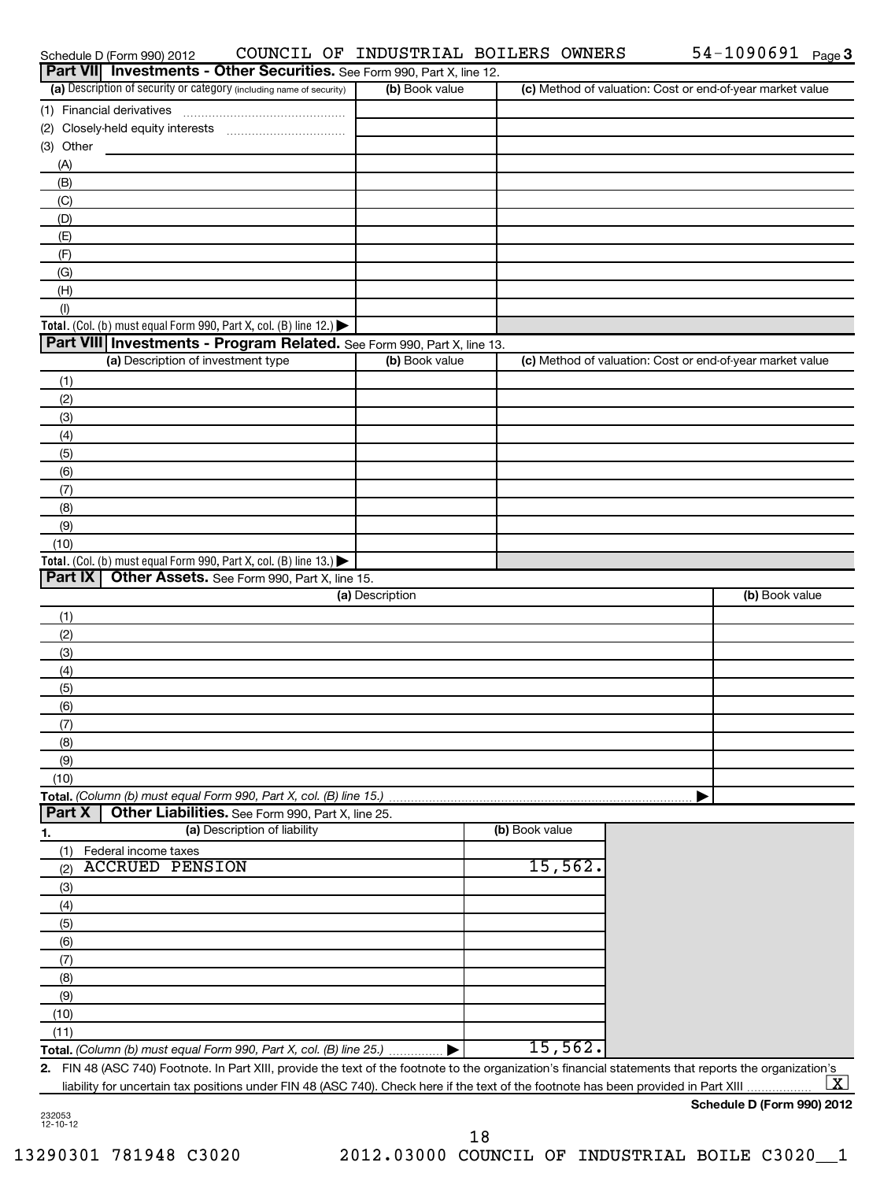Schedule D (Form 990) 2012 COUNCIL OF INDUSTRIAL BOILERS OWNERS 54-1090691 Page 3

## Part VII Investments - Other Securities. See Form 990, Part X, line 12.

| (a) Description of security or category (including name of security) | (b) Book value | (c) Method of valuation: Cost or end-of-year market value |
|---|---|---|
| (1) Financial derivatives | | |
| (2) Closely-held equity interests | | |
| (3) Other | | |
| (A) | | |
| (B) | | |
| (C) | | |
| (D) | | |
| (E) | | |
| (F) | | |
| (G) | | |
| (H) | | |
| (I) | | |
| **Total.** (Col. (b) must equal Form 990, Part X, col. (B) line 12.) ▶ | | |

## Part VIII Investments - Program Related. See Form 990, Part X, line 13.

| (a) Description of investment type | (b) Book value | (c) Method of valuation: Cost or end-of-year market value |
|---|---|---|
| (1) | | |
| (2) | | |
| (3) | | |
| (4) | | |
| (5) | | |
| (6) | | |
| (7) | | |
| (8) | | |
| (9) | | |
| (10) | | |
| **Total.** (Col. (b) must equal Form 990, Part X, col. (B) line 13.) ▶ | | |

## Part IX Other Assets. See Form 990, Part X, line 15.

| (a) Description | (b) Book value |
|---|---|
| (1) | |
| (2) | |
| (3) | |
| (4) | |
| (5) | |
| (6) | |
| (7) | |
| (8) | |
| (9) | |
| (10) | |
| **Total.** *(Column (b) must equal Form 990, Part X, col. (B) line 15.)* ▶ | |

## Part X Other Liabilities. See Form 990, Part X, line 25.

| 1. (a) Description of liability | (b) Book value |
|---|---|
| (1) Federal income taxes | |
| (2) ACCRUED PENSION | 15,562. |
| (3) | |
| (4) | |
| (5) | |
| (6) | |
| (7) | |
| (8) | |
| (9) | |
| (10) | |
| (11) | |
| **Total.** *(Column (b) must equal Form 990, Part X, col. (B) line 25.)* ▶ | 15,562. |

**2.** FIN 48 (ASC 740) Footnote. In Part XIII, provide the text of the footnote to the organization's financial statements that reports the organization's liability for uncertain tax positions under FIN 48 (ASC 740). Check here if the text of the footnote has been provided in Part XIII .......... [X]

**Schedule D (Form 990) 2012**

232053 12-10-12

13290301 781948 C3020 2012.03000 COUNCIL OF INDUSTRIAL BOILE C3020__1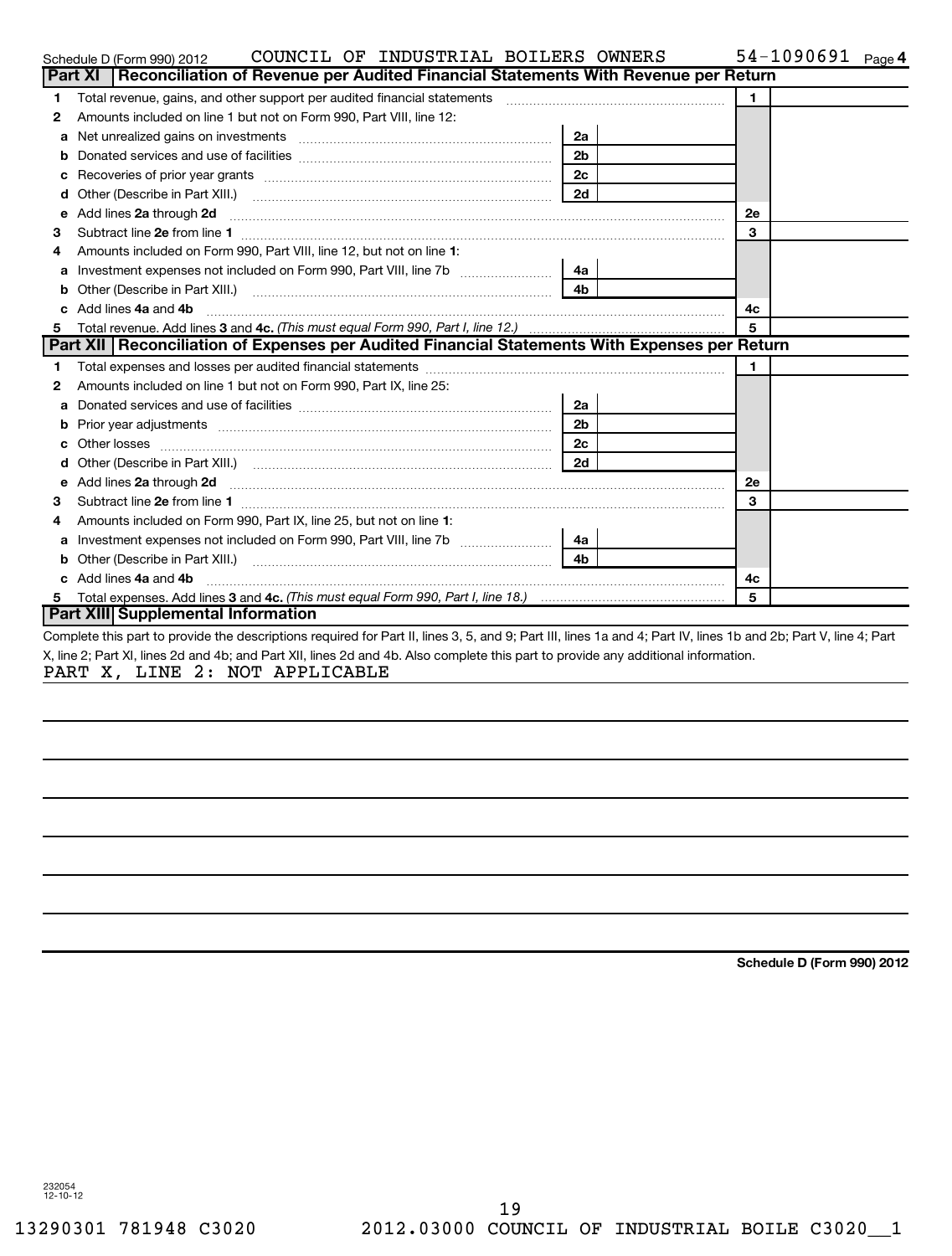Schedule D (Form 990) 2012 COUNCIL OF INDUSTRIAL BOILERS OWNERS 54-1090691 Page 4

## Part XI Reconciliation of Revenue per Audited Financial Statements With Revenue per Return

| | | | | | |
|---|---|---|---|---|---|
| 1 | Total revenue, gains, and other support per audited financial statements | | | 1 | |
| 2 | Amounts included on line 1 but not on Form 990, Part VIII, line 12: | | | | |
| a | Net unrealized gains on investments | 2a | | | |
| b | Donated services and use of facilities | 2b | | | |
| c | Recoveries of prior year grants | 2c | | | |
| d | Other (Describe in Part XIII.) | 2d | | | |
| e | Add lines **2a** through **2d** | | | 2e | |
| 3 | Subtract line **2e** from line **1** | | | 3 | |
| 4 | Amounts included on Form 990, Part VIII, line 12, but not on line **1**: | | | | |
| a | Investment expenses not included on Form 990, Part VIII, line 7b | 4a | | | |
| b | Other (Describe in Part XIII.) | 4b | | | |
| c | Add lines **4a** and **4b** | | | 4c | |
| 5 | Total revenue. Add lines **3** and **4c.** *(This must equal Form 990, Part I, line 12.)* | | | 5 | |

## Part XII Reconciliation of Expenses per Audited Financial Statements With Expenses per Return

| | | | | | |
|---|---|---|---|---|---|
| 1 | Total expenses and losses per audited financial statements | | | 1 | |
| 2 | Amounts included on line 1 but not on Form 990, Part IX, line 25: | | | | |
| a | Donated services and use of facilities | 2a | | | |
| b | Prior year adjustments | 2b | | | |
| c | Other losses | 2c | | | |
| d | Other (Describe in Part XIII.) | 2d | | | |
| e | Add lines **2a** through **2d** | | | 2e | |
| 3 | Subtract line **2e** from line **1** | | | 3 | |
| 4 | Amounts included on Form 990, Part IX, line 25, but not on line **1**: | | | | |
| a | Investment expenses not included on Form 990, Part VIII, line 7b | 4a | | | |
| b | Other (Describe in Part XIII.) | 4b | | | |
| c | Add lines **4a** and **4b** | | | 4c | |
| 5 | Total expenses. Add lines **3** and **4c.** *(This must equal Form 990, Part I, line 18.)* | | | 5 | |

## Part XIII Supplemental Information

Complete this part to provide the descriptions required for Part II, lines 3, 5, and 9; Part III, lines 1a and 4; Part IV, lines 1b and 2b; Part V, line 4; Part X, line 2; Part XI, lines 2d and 4b; and Part XII, lines 2d and 4b. Also complete this part to provide any additional information.

PART X, LINE 2: NOT APPLICABLE

**Schedule D (Form 990) 2012**

232054 12-10-12

13290301 781948 C3020 2012.03000 COUNCIL OF INDUSTRIAL BOILE C3020__1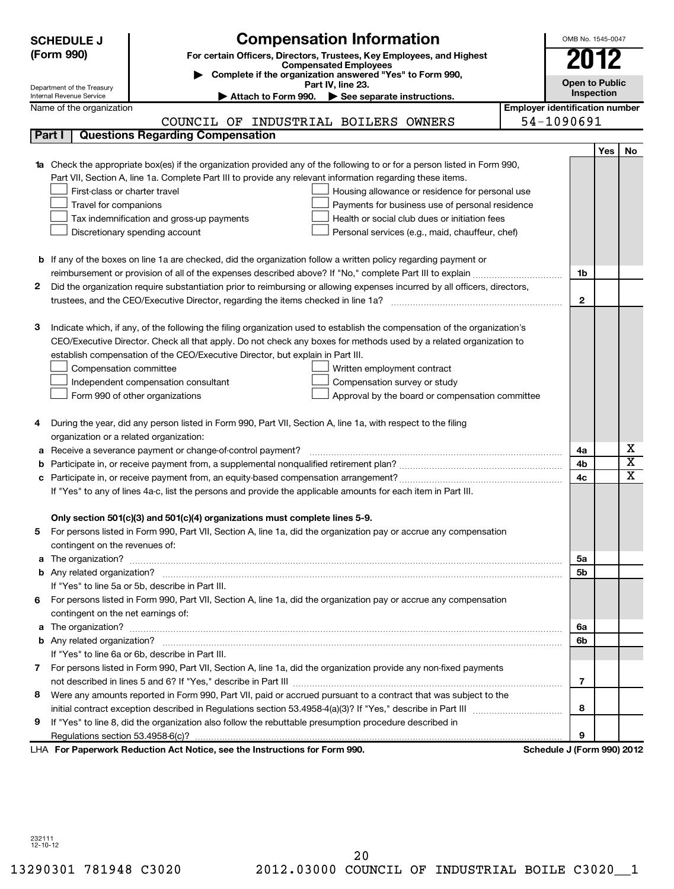**SCHEDULE J (Form 990)**

Department of the Treasury
Internal Revenue Service

# Compensation Information

**For certain Officers, Directors, Trustees, Key Employees, and Highest Compensated Employees**

▶ **Complete if the organization answered "Yes" to Form 990, Part IV, line 23.**

▶ **Attach to Form 990.** ▶ **See separate instructions.**

OMB No. 1545-0047

**2012**

**Open to Public Inspection**

Name of the organization: COUNCIL OF INDUSTRIAL BOILERS OWNERS

Employer identification number: 54-1090691

## Part I Questions Regarding Compensation

| | | Line | Yes | No |
|---|---|---|---|---|
| **1a** | Check the appropriate box(es) if the organization provided any of the following to or for a person listed in Form 990, Part VII, Section A, line 1a. Complete Part III to provide any relevant information regarding these items.<br>☐ First-class or charter travel ☐ Housing allowance or residence for personal use<br>☐ Travel for companions ☐ Payments for business use of personal residence<br>☐ Tax indemnification and gross-up payments ☐ Health or social club dues or initiation fees<br>☐ Discretionary spending account ☐ Personal services (e.g., maid, chauffeur, chef) | | | |
| **b** | If any of the boxes on line 1a are checked, did the organization follow a written policy regarding payment or reimbursement or provision of all of the expenses described above? If "No," complete Part III to explain | 1b | | |
| **2** | Did the organization require substantiation prior to reimbursing or allowing expenses incurred by all officers, directors, trustees, and the CEO/Executive Director, regarding the items checked in line 1a? | 2 | | |
| **3** | Indicate which, if any, of the following the filing organization used to establish the compensation of the organization's CEO/Executive Director. Check all that apply. Do not check any boxes for methods used by a related organization to establish compensation of the CEO/Executive Director, but explain in Part III.<br>☐ Compensation committee ☐ Written employment contract<br>☐ Independent compensation consultant ☐ Compensation survey or study<br>☐ Form 990 of other organizations ☐ Approval by the board or compensation committee | | | |
| **4** | During the year, did any person listed in Form 990, Part VII, Section A, line 1a, with respect to the filing organization or a related organization: | | | |
| **a** | Receive a severance payment or change-of-control payment? | 4a | | X |
| **b** | Participate in, or receive payment from, a supplemental nonqualified retirement plan? | 4b | | X |
| **c** | Participate in, or receive payment from, an equity-based compensation arrangement? | 4c | | X |
| | If "Yes" to any of lines 4a-c, list the persons and provide the applicable amounts for each item in Part III. | | | |
| | **Only section 501(c)(3) and 501(c)(4) organizations must complete lines 5-9.** | | | |
| **5** | For persons listed in Form 990, Part VII, Section A, line 1a, did the organization pay or accrue any compensation contingent on the revenues of: | | | |
| **a** | The organization? | 5a | | |
| **b** | Any related organization? | 5b | | |
| | If "Yes" to line 5a or 5b, describe in Part III. | | | |
| **6** | For persons listed in Form 990, Part VII, Section A, line 1a, did the organization pay or accrue any compensation contingent on the net earnings of: | | | |
| **a** | The organization? | 6a | | |
| **b** | Any related organization? | 6b | | |
| | If "Yes" to line 6a or 6b, describe in Part III. | | | |
| **7** | For persons listed in Form 990, Part VII, Section A, line 1a, did the organization provide any non-fixed payments not described in lines 5 and 6? If "Yes," describe in Part III | 7 | | |
| **8** | Were any amounts reported in Form 990, Part VII, paid or accrued pursuant to a contract that was subject to the initial contract exception described in Regulations section 53.4958-4(a)(3)? If "Yes," describe in Part III | 8 | | |
| **9** | If "Yes" to line 8, did the organization also follow the rebuttable presumption procedure described in Regulations section 53.4958-6(c)? | 9 | | |

LHA **For Paperwork Reduction Act Notice, see the Instructions for Form 990.** **Schedule J (Form 990) 2012**

232111
12-10-12

13290301 781948 C3020 2012.03000 COUNCIL OF INDUSTRIAL BOILE C3020__1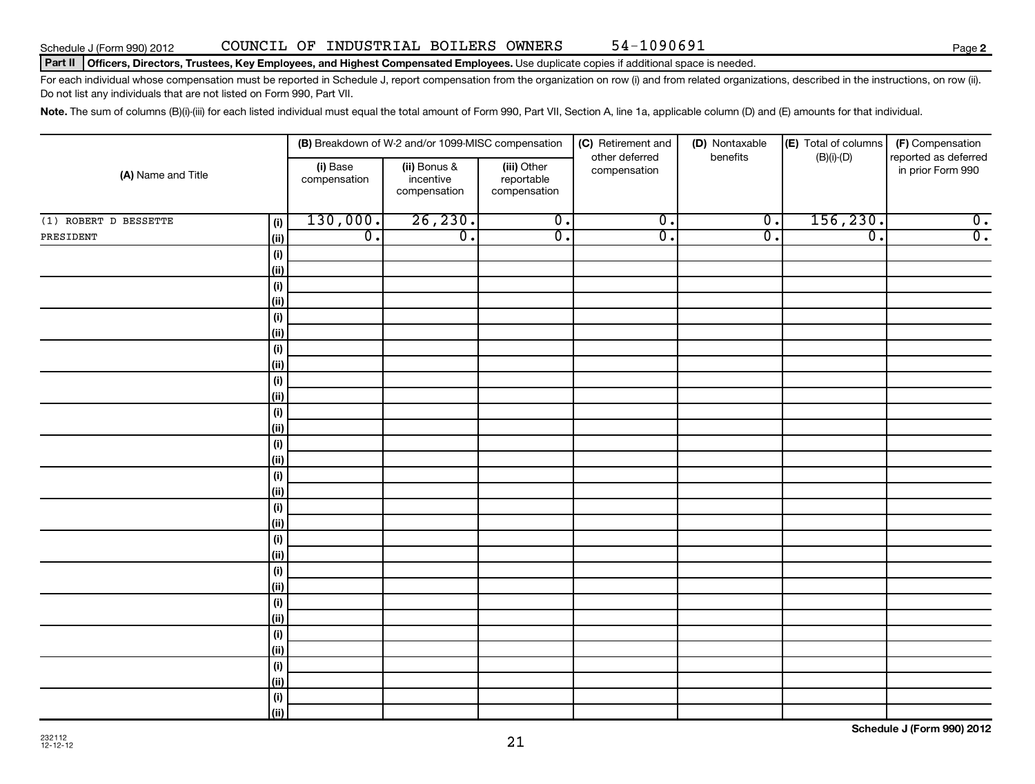Schedule J (Form 990) 2012 COUNCIL OF INDUSTRIAL BOILERS OWNERS 54-1090691

**Part II** **Officers, Directors, Trustees, Key Employees, and Highest Compensated Employees.** Use duplicate copies if additional space is needed.

For each individual whose compensation must be reported in Schedule J, report compensation from the organization on row (i) and from related organizations, described in the instructions, on row (ii). Do not list any individuals that are not listed on Form 990, Part VII.

**Note.** The sum of columns (B)(i)-(iii) for each listed individual must equal the total amount of Form 990, Part VII, Section A, line 1a, applicable column (D) and (E) amounts for that individual.

| (A) Name and Title | | (B) Breakdown of W-2 and/or 1099-MISC compensation | | | (C) Retirement and other deferred compensation | (D) Nontaxable benefits | (E) Total of columns (B)(i)-(D) | (F) Compensation reported as deferred in prior Form 990 |
|---|---|---|---|---|---|---|---|---|
| | | (i) Base compensation | (ii) Bonus & incentive compensation | (iii) Other reportable compensation | | | | |
| (1) ROBERT D BESSETTE | (i) | 130,000. | 26,230. | 0. | 0. | 0. | 156,230. | 0. |
| PRESIDENT | (ii) | 0. | 0. | 0. | 0. | 0. | 0. | 0. |
| | (i) | | | | | | | |
| | (ii) | | | | | | | |
| | (i) | | | | | | | |
| | (ii) | | | | | | | |
| | (i) | | | | | | | |
| | (ii) | | | | | | | |
| | (i) | | | | | | | |
| | (ii) | | | | | | | |
| | (i) | | | | | | | |
| | (ii) | | | | | | | |
| | (i) | | | | | | | |
| | (ii) | | | | | | | |
| | (i) | | | | | | | |
| | (ii) | | | | | | | |
| | (i) | | | | | | | |
| | (ii) | | | | | | | |
| | (i) | | | | | | | |
| | (ii) | | | | | | | |
| | (i) | | | | | | | |
| | (ii) | | | | | | | |
| | (i) | | | | | | | |
| | (ii) | | | | | | | |
| | (i) | | | | | | | |
| | (ii) | | | | | | | |
| | (i) | | | | | | | |
| | (ii) | | | | | | | |
| | (i) | | | | | | | |
| | (ii) | | | | | | | |
| | (i) | | | | | | | |
| | (ii) | | | | | | | |

232112 12-12-12

**Schedule J (Form 990) 2012**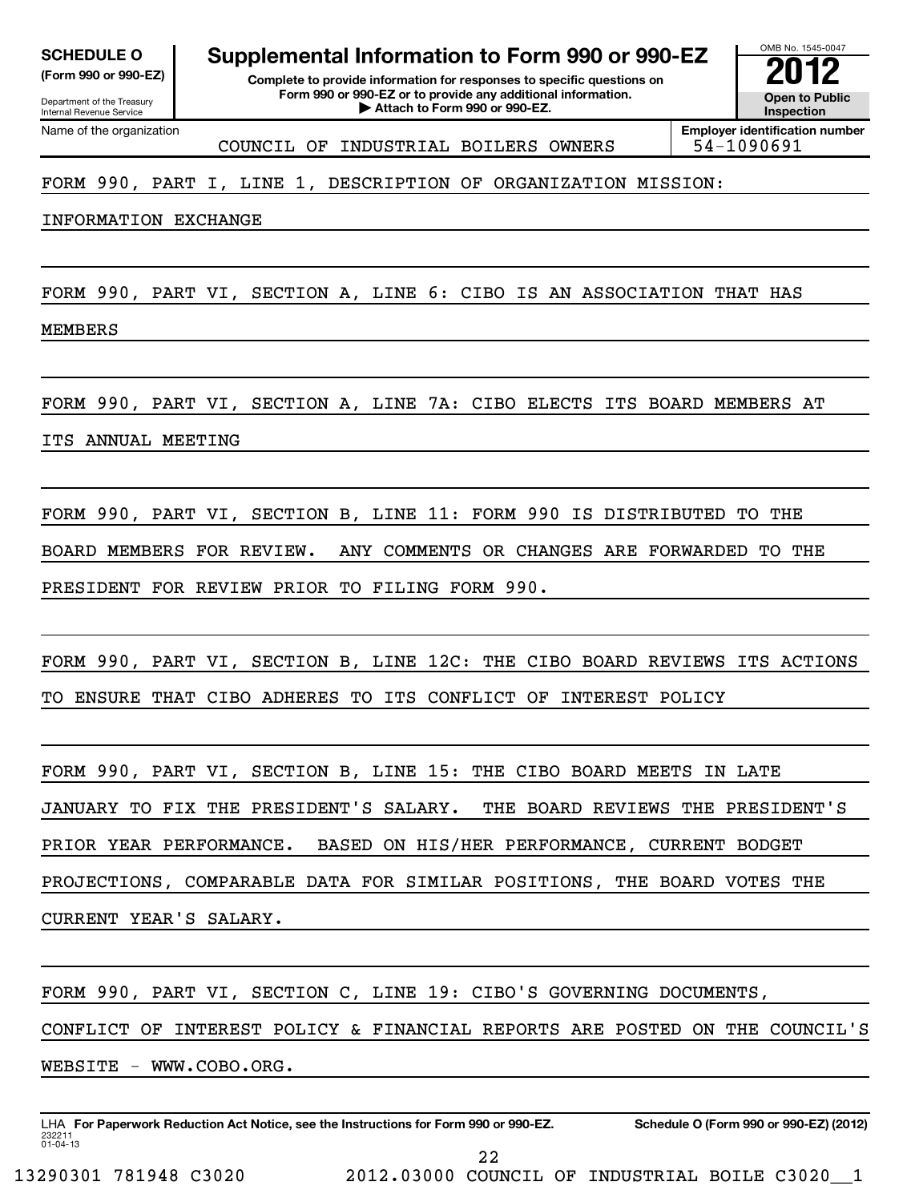**SCHEDULE O**
**(Form 990 or 990-EZ)**

Department of the Treasury
Internal Revenue Service

# Supplemental Information to Form 990 or 990-EZ

**Complete to provide information for responses to specific questions on Form 990 or 990-EZ or to provide any additional information.**
**▶ Attach to Form 990 or 990-EZ.**

OMB No. 1545-0047

**2012**

**Open to Public Inspection**

| Name of the organization | Employer identification number |
|---|---|
| COUNCIL OF INDUSTRIAL BOILERS OWNERS | 54-1090691 |

FORM 990, PART I, LINE 1, DESCRIPTION OF ORGANIZATION MISSION:

INFORMATION EXCHANGE

FORM 990, PART VI, SECTION A, LINE 6: CIBO IS AN ASSOCIATION THAT HAS MEMBERS

FORM 990, PART VI, SECTION A, LINE 7A: CIBO ELECTS ITS BOARD MEMBERS AT ITS ANNUAL MEETING

FORM 990, PART VI, SECTION B, LINE 11: FORM 990 IS DISTRIBUTED TO THE BOARD MEMBERS FOR REVIEW. ANY COMMENTS OR CHANGES ARE FORWARDED TO THE PRESIDENT FOR REVIEW PRIOR TO FILING FORM 990.

FORM 990, PART VI, SECTION B, LINE 12C: THE CIBO BOARD REVIEWS ITS ACTIONS TO ENSURE THAT CIBO ADHERES TO ITS CONFLICT OF INTEREST POLICY

FORM 990, PART VI, SECTION B, LINE 15: THE CIBO BOARD MEETS IN LATE JANUARY TO FIX THE PRESIDENT'S SALARY. THE BOARD REVIEWS THE PRESIDENT'S PRIOR YEAR PERFORMANCE. BASED ON HIS/HER PERFORMANCE, CURRENT BODGET PROJECTIONS, COMPARABLE DATA FOR SIMILAR POSITIONS, THE BOARD VOTES THE CURRENT YEAR'S SALARY.

FORM 990, PART VI, SECTION C, LINE 19: CIBO'S GOVERNING DOCUMENTS, CONFLICT OF INTEREST POLICY & FINANCIAL REPORTS ARE POSTED ON THE COUNCIL'S WEBSITE - WWW.COBO.ORG.

232211
01-04-13

LHA **For Paperwork Reduction Act Notice, see the Instructions for Form 990 or 990-EZ.** **Schedule O (Form 990 or 990-EZ) (2012)**

13290301 781948 C3020 2012.03000 COUNCIL OF INDUSTRIAL BOILE C3020__1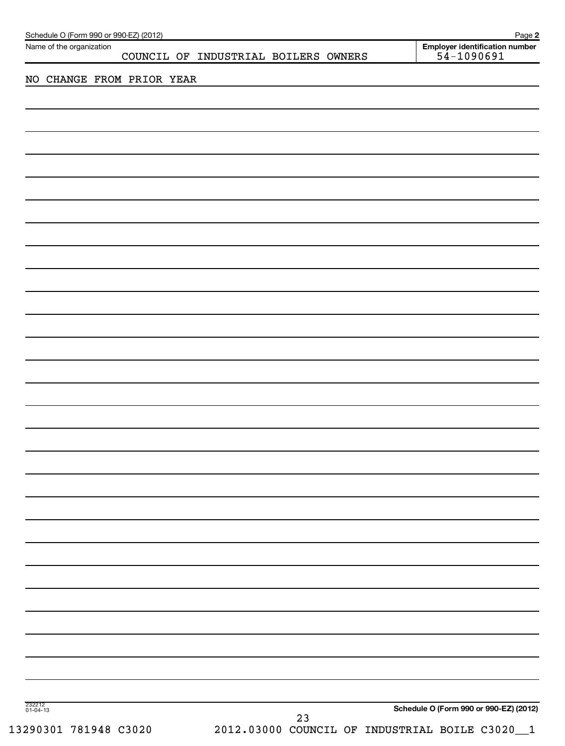Schedule O (Form 990 or 990-EZ) (2012) Page **2**

Name of the organization: COUNCIL OF INDUSTRIAL BOILERS OWNERS

**Employer identification number** 54-1090691

NO CHANGE FROM PRIOR YEAR

232212 01-04-13

**Schedule O (Form 990 or 990-EZ) (2012)**

13290301 781948 C3020 2012.03000 COUNCIL OF INDUSTRIAL BOILE C3020__1